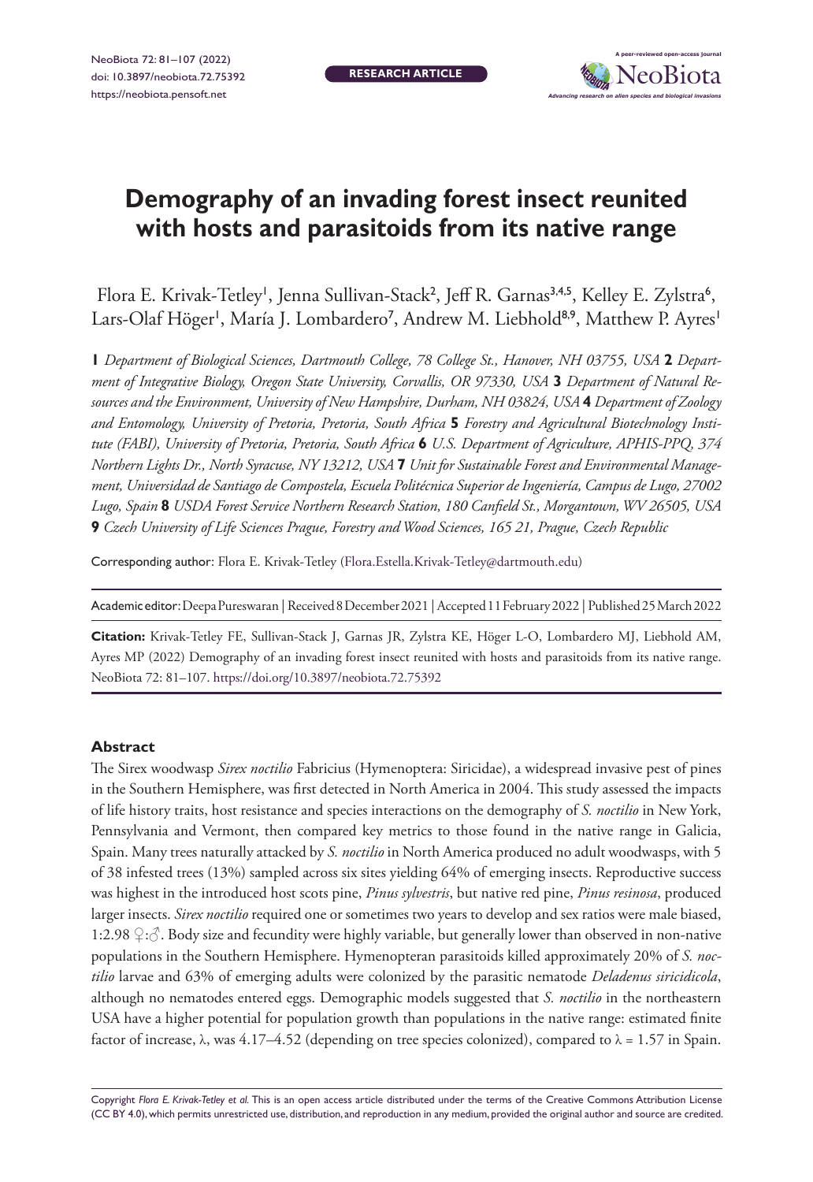RESEARCH ARTICLE

# Demography of an invading forest insect reunited with hosts and parasitoids from its native range

Flora E. Krivak-Tetley[1], Jenna Sullivan-Stack[2], Jeff R. Garnas[3,4,5], Kelley E. Zylstra[6], Lars-Olaf Höger[1], María J. Lombardero[7], Andrew M. Liebhold[8,9], Matthew P. Ayres[1]

**1** *Department of Biological Sciences, Dartmouth College, 78 College St., Hanover, NH 03755, USA* **2** *Department of Integrative Biology, Oregon State University, Corvallis, OR 97330, USA* **3** *Department of Natural Resources and the Environment, University of New Hampshire, Durham, NH 03824, USA* **4** *Department of Zoology and Entomology, University of Pretoria, Pretoria, South Africa* **5** *Forestry and Agricultural Biotechnology Institute (FABI), University of Pretoria, Pretoria, South Africa* **6** *U.S. Department of Agriculture, APHIS-PPQ, 374 Northern Lights Dr., North Syracuse, NY 13212, USA* **7** *Unit for Sustainable Forest and Environmental Management, Universidad de Santiago de Compostela, Escuela Politécnica Superior de Ingeniería, Campus de Lugo, 27002 Lugo, Spain* **8** *USDA Forest Service Northern Research Station, 180 Canfield St., Morgantown, WV 26505, USA* **9** *Czech University of Life Sciences Prague, Forestry and Wood Sciences, 165 21, Prague, Czech Republic*

Corresponding author: Flora E. Krivak-Tetley (Flora.Estella.Krivak-Tetley@dartmouth.edu)

Academic editor: Deepa Pureswaran | Received 8 December 2021 | Accepted 11 February 2022 | Published 25 March 2022

**Citation:** Krivak-Tetley FE, Sullivan-Stack J, Garnas JR, Zylstra KE, Höger L-O, Lombardero MJ, Liebhold AM, Ayres MP (2022) Demography of an invading forest insect reunited with hosts and parasitoids from its native range. NeoBiota 72: 81–107. https://doi.org/10.3897/neobiota.72.75392

## Abstract

The Sirex woodwasp *Sirex noctilio* Fabricius (Hymenoptera: Siricidae), a widespread invasive pest of pines in the Southern Hemisphere, was first detected in North America in 2004. This study assessed the impacts of life history traits, host resistance and species interactions on the demography of *S. noctilio* in New York, Pennsylvania and Vermont, then compared key metrics to those found in the native range in Galicia, Spain. Many trees naturally attacked by *S. noctilio* in North America produced no adult woodwasps, with 5 of 38 infested trees (13%) sampled across six sites yielding 64% of emerging insects. Reproductive success was highest in the introduced host scots pine, *Pinus sylvestris*, but native red pine, *Pinus resinosa*, produced larger insects. *Sirex noctilio* required one or sometimes two years to develop and sex ratios were male biased, 1:2.98 ♀:♂. Body size and fecundity were highly variable, but generally lower than observed in non-native populations in the Southern Hemisphere. Hymenopteran parasitoids killed approximately 20% of *S. noctilio* larvae and 63% of emerging adults were colonized by the parasitic nematode *Deladenus siricidicola*, although no nematodes entered eggs. Demographic models suggested that *S. noctilio* in the northeastern USA have a higher potential for population growth than populations in the native range: estimated finite factor of increase, λ, was 4.17–4.52 (depending on tree species colonized), compared to λ = 1.57 in Spain.

Copyright *Flora E. Krivak-Tetley et al.* This is an open access article distributed under the terms of the Creative Commons Attribution License (CC BY 4.0), which permits unrestricted use, distribution, and reproduction in any medium, provided the original author and source are credited.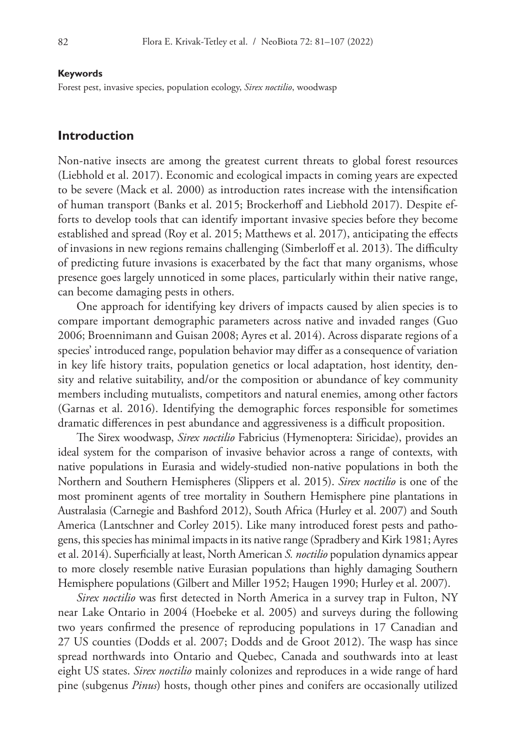**Keywords**

Forest pest, invasive species, population ecology, *Sirex noctilio*, woodwasp

## Introduction

Non-native insects are among the greatest current threats to global forest resources (Liebhold et al. 2017). Economic and ecological impacts in coming years are expected to be severe (Mack et al. 2000) as introduction rates increase with the intensification of human transport (Banks et al. 2015; Brockerhoff and Liebhold 2017). Despite efforts to develop tools that can identify important invasive species before they become established and spread (Roy et al. 2015; Matthews et al. 2017), anticipating the effects of invasions in new regions remains challenging (Simberloff et al. 2013). The difficulty of predicting future invasions is exacerbated by the fact that many organisms, whose presence goes largely unnoticed in some places, particularly within their native range, can become damaging pests in others.

One approach for identifying key drivers of impacts caused by alien species is to compare important demographic parameters across native and invaded ranges (Guo 2006; Broennimann and Guisan 2008; Ayres et al. 2014). Across disparate regions of a species' introduced range, population behavior may differ as a consequence of variation in key life history traits, population genetics or local adaptation, host identity, density and relative suitability, and/or the composition or abundance of key community members including mutualists, competitors and natural enemies, among other factors (Garnas et al. 2016). Identifying the demographic forces responsible for sometimes dramatic differences in pest abundance and aggressiveness is a difficult proposition.

The Sirex woodwasp, *Sirex noctilio* Fabricius (Hymenoptera: Siricidae), provides an ideal system for the comparison of invasive behavior across a range of contexts, with native populations in Eurasia and widely-studied non-native populations in both the Northern and Southern Hemispheres (Slippers et al. 2015). *Sirex noctilio* is one of the most prominent agents of tree mortality in Southern Hemisphere pine plantations in Australasia (Carnegie and Bashford 2012), South Africa (Hurley et al. 2007) and South America (Lantschner and Corley 2015). Like many introduced forest pests and pathogens, this species has minimal impacts in its native range (Spradbery and Kirk 1981; Ayres et al. 2014). Superficially at least, North American *S. noctilio* population dynamics appear to more closely resemble native Eurasian populations than highly damaging Southern Hemisphere populations (Gilbert and Miller 1952; Haugen 1990; Hurley et al. 2007).

*Sirex noctilio* was first detected in North America in a survey trap in Fulton, NY near Lake Ontario in 2004 (Hoebeke et al. 2005) and surveys during the following two years confirmed the presence of reproducing populations in 17 Canadian and 27 US counties (Dodds et al. 2007; Dodds and de Groot 2012). The wasp has since spread northwards into Ontario and Quebec, Canada and southwards into at least eight US states. *Sirex noctilio* mainly colonizes and reproduces in a wide range of hard pine (subgenus *Pinus*) hosts, though other pines and conifers are occasionally utilized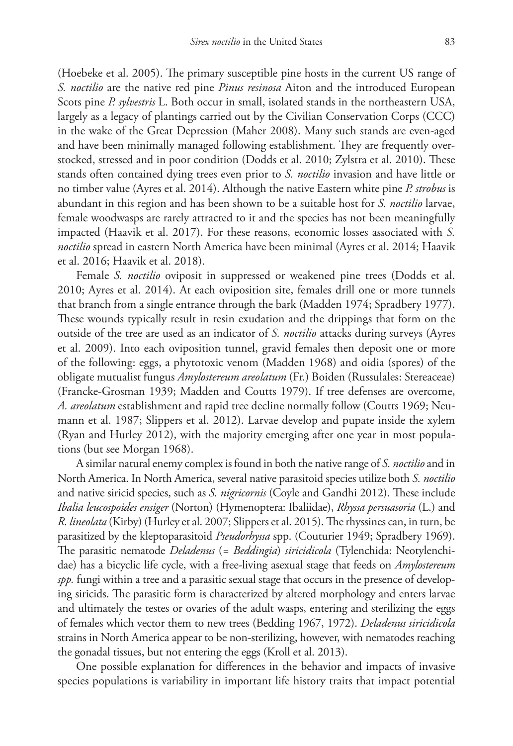(Hoebeke et al. 2005). The primary susceptible pine hosts in the current US range of *S. noctilio* are the native red pine *Pinus resinosa* Aiton and the introduced European Scots pine *P. sylvestris* L. Both occur in small, isolated stands in the northeastern USA, largely as a legacy of plantings carried out by the Civilian Conservation Corps (CCC) in the wake of the Great Depression (Maher 2008). Many such stands are even-aged and have been minimally managed following establishment. They are frequently overstocked, stressed and in poor condition (Dodds et al. 2010; Zylstra et al. 2010). These stands often contained dying trees even prior to *S. noctilio* invasion and have little or no timber value (Ayres et al. 2014). Although the native Eastern white pine *P. strobus* is abundant in this region and has been shown to be a suitable host for *S. noctilio* larvae, female woodwasps are rarely attracted to it and the species has not been meaningfully impacted (Haavik et al. 2017). For these reasons, economic losses associated with *S. noctilio* spread in eastern North America have been minimal (Ayres et al. 2014; Haavik et al. 2016; Haavik et al. 2018).

Female *S. noctilio* oviposit in suppressed or weakened pine trees (Dodds et al. 2010; Ayres et al. 2014). At each oviposition site, females drill one or more tunnels that branch from a single entrance through the bark (Madden 1974; Spradbery 1977). These wounds typically result in resin exudation and the drippings that form on the outside of the tree are used as an indicator of *S. noctilio* attacks during surveys (Ayres et al. 2009). Into each oviposition tunnel, gravid females then deposit one or more of the following: eggs, a phytotoxic venom (Madden 1968) and oidia (spores) of the obligate mutualist fungus *Amylostereum areolatum* (Fr.) Boiden (Russulales: Stereaceae) (Francke-Grosman 1939; Madden and Coutts 1979). If tree defenses are overcome, *A. areolatum* establishment and rapid tree decline normally follow (Coutts 1969; Neumann et al. 1987; Slippers et al. 2012). Larvae develop and pupate inside the xylem (Ryan and Hurley 2012), with the majority emerging after one year in most populations (but see Morgan 1968).

A similar natural enemy complex is found in both the native range of *S. noctilio* and in North America. In North America, several native parasitoid species utilize both *S. noctilio* and native siricid species, such as *S. nigricornis* (Coyle and Gandhi 2012). These include *Ibalia leucospoides ensiger* (Norton) (Hymenoptera: Ibaliidae), *Rhyssa persuasoria* (L.) and *R. lineolata* (Kirby) (Hurley et al. 2007; Slippers et al. 2015). The rhyssines can, in turn, be parasitized by the kleptoparasitoid *Pseudorhyssa* spp. (Couturier 1949; Spradbery 1969). The parasitic nematode *Deladenus* (= *Beddingia*) *siricidicola* (Tylenchida: Neotylenchidae) has a bicyclic life cycle, with a free-living asexual stage that feeds on *Amylostereum spp.* fungi within a tree and a parasitic sexual stage that occurs in the presence of developing siricids. The parasitic form is characterized by altered morphology and enters larvae and ultimately the testes or ovaries of the adult wasps, entering and sterilizing the eggs of females which vector them to new trees (Bedding 1967, 1972). *Deladenus siricidicola* strains in North America appear to be non-sterilizing, however, with nematodes reaching the gonadal tissues, but not entering the eggs (Kroll et al. 2013).

One possible explanation for differences in the behavior and impacts of invasive species populations is variability in important life history traits that impact potential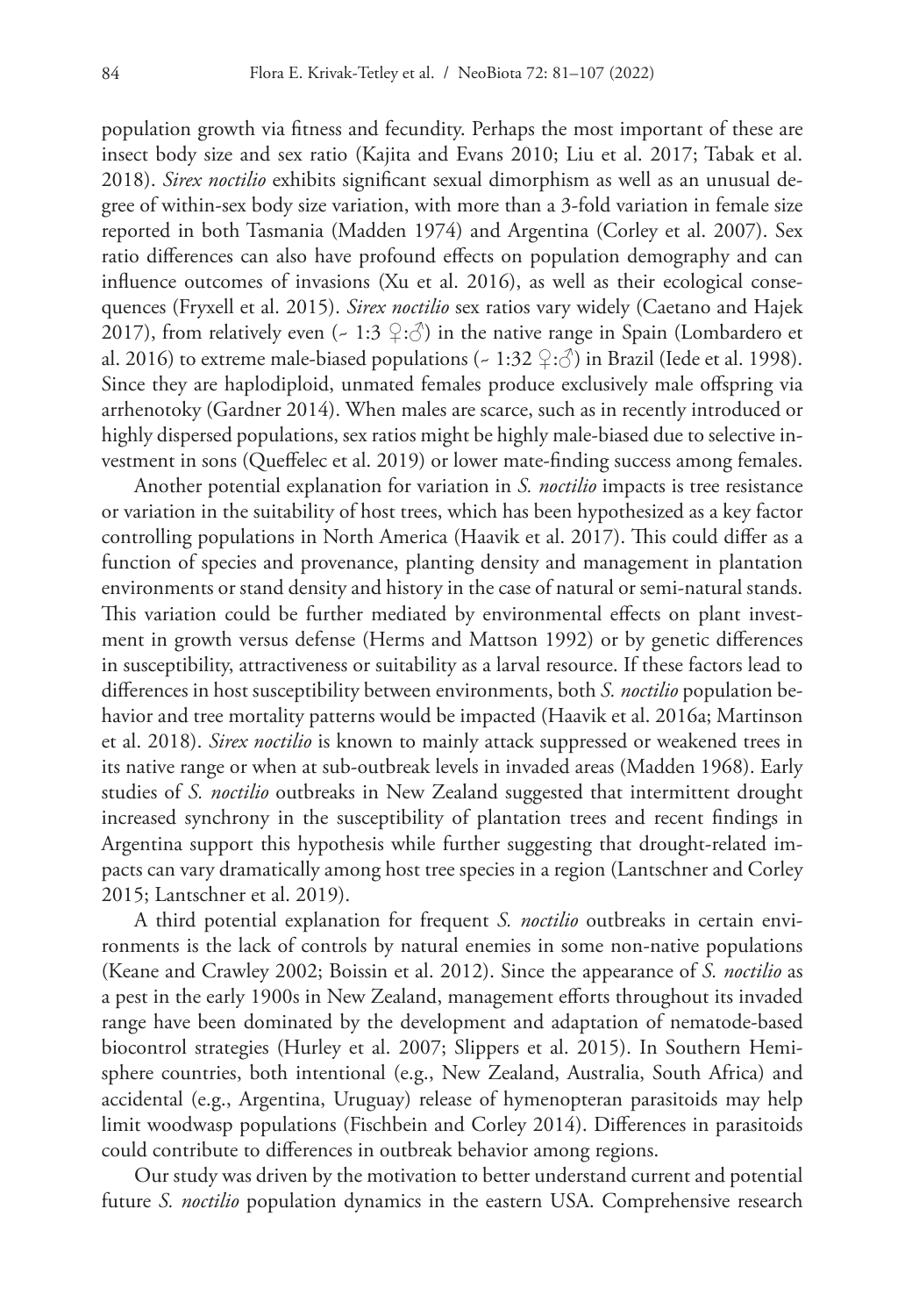population growth via fitness and fecundity. Perhaps the most important of these are insect body size and sex ratio (Kajita and Evans 2010; Liu et al. 2017; Tabak et al. 2018). *Sirex noctilio* exhibits significant sexual dimorphism as well as an unusual degree of within-sex body size variation, with more than a 3-fold variation in female size reported in both Tasmania (Madden 1974) and Argentina (Corley et al. 2007). Sex ratio differences can also have profound effects on population demography and can influence outcomes of invasions (Xu et al. 2016), as well as their ecological consequences (Fryxell et al. 2015). *Sirex noctilio* sex ratios vary widely (Caetano and Hajek 2017), from relatively even (~ 1:3 ♀:♂) in the native range in Spain (Lombardero et al. 2016) to extreme male-biased populations (~ 1:32 ♀:♂) in Brazil (Iede et al. 1998). Since they are haplodiploid, unmated females produce exclusively male offspring via arrhenotoky (Gardner 2014). When males are scarce, such as in recently introduced or highly dispersed populations, sex ratios might be highly male-biased due to selective investment in sons (Queffelec et al. 2019) or lower mate-finding success among females.

Another potential explanation for variation in *S. noctilio* impacts is tree resistance or variation in the suitability of host trees, which has been hypothesized as a key factor controlling populations in North America (Haavik et al. 2017). This could differ as a function of species and provenance, planting density and management in plantation environments or stand density and history in the case of natural or semi-natural stands. This variation could be further mediated by environmental effects on plant investment in growth versus defense (Herms and Mattson 1992) or by genetic differences in susceptibility, attractiveness or suitability as a larval resource. If these factors lead to differences in host susceptibility between environments, both *S. noctilio* population behavior and tree mortality patterns would be impacted (Haavik et al. 2016a; Martinson et al. 2018). *Sirex noctilio* is known to mainly attack suppressed or weakened trees in its native range or when at sub-outbreak levels in invaded areas (Madden 1968). Early studies of *S. noctilio* outbreaks in New Zealand suggested that intermittent drought increased synchrony in the susceptibility of plantation trees and recent findings in Argentina support this hypothesis while further suggesting that drought-related impacts can vary dramatically among host tree species in a region (Lantschner and Corley 2015; Lantschner et al. 2019).

A third potential explanation for frequent *S. noctilio* outbreaks in certain environments is the lack of controls by natural enemies in some non-native populations (Keane and Crawley 2002; Boissin et al. 2012). Since the appearance of *S. noctilio* as a pest in the early 1900s in New Zealand, management efforts throughout its invaded range have been dominated by the development and adaptation of nematode-based biocontrol strategies (Hurley et al. 2007; Slippers et al. 2015). In Southern Hemisphere countries, both intentional (e.g., New Zealand, Australia, South Africa) and accidental (e.g., Argentina, Uruguay) release of hymenopteran parasitoids may help limit woodwasp populations (Fischbein and Corley 2014). Differences in parasitoids could contribute to differences in outbreak behavior among regions.

Our study was driven by the motivation to better understand current and potential future *S. noctilio* population dynamics in the eastern USA. Comprehensive research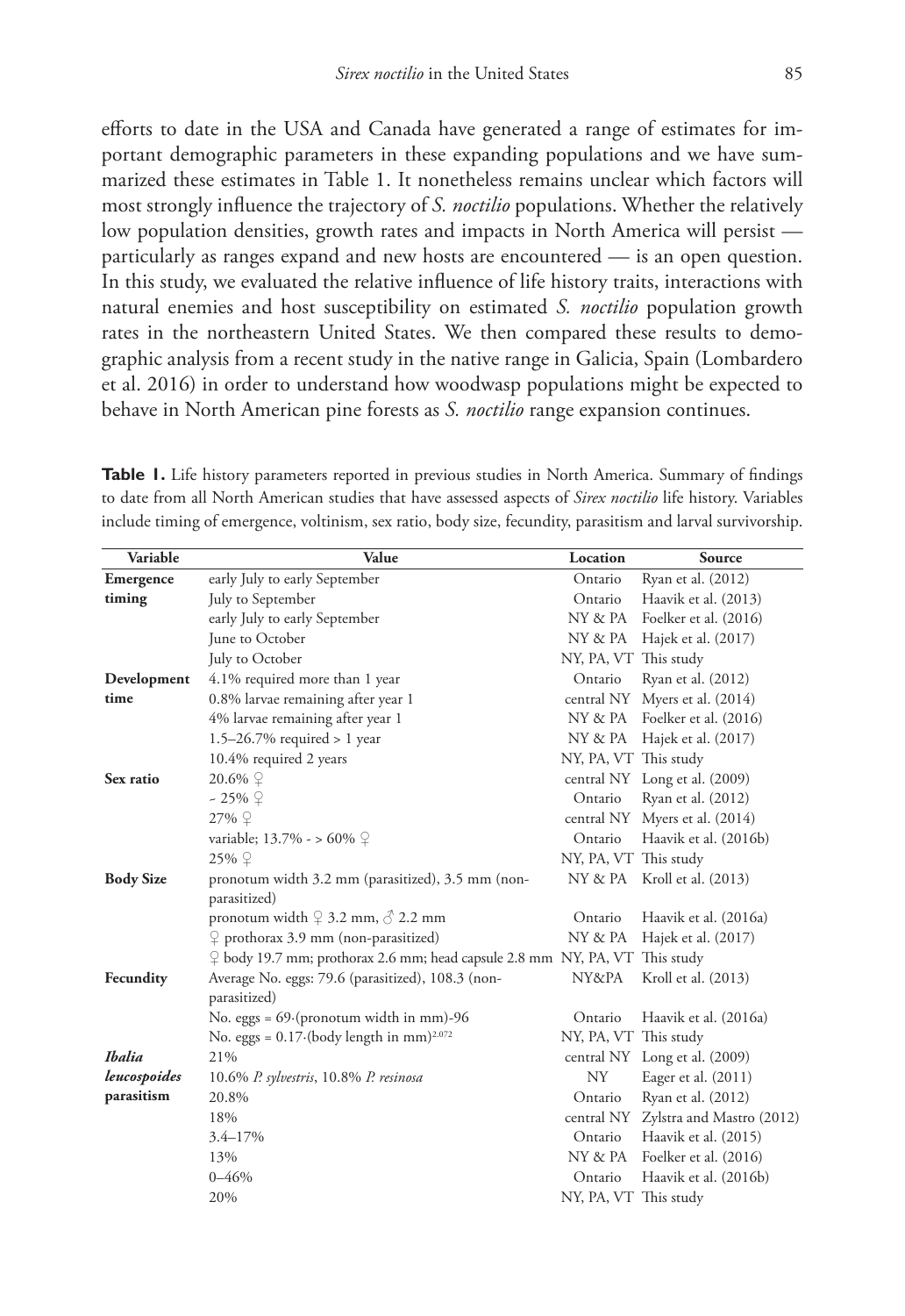efforts to date in the USA and Canada have generated a range of estimates for important demographic parameters in these expanding populations and we have summarized these estimates in Table 1. It nonetheless remains unclear which factors will most strongly influence the trajectory of *S. noctilio* populations. Whether the relatively low population densities, growth rates and impacts in North America will persist — particularly as ranges expand and new hosts are encountered — is an open question. In this study, we evaluated the relative influence of life history traits, interactions with natural enemies and host susceptibility on estimated *S. noctilio* population growth rates in the northeastern United States. We then compared these results to demographic analysis from a recent study in the native range in Galicia, Spain (Lombardero et al. 2016) in order to understand how woodwasp populations might be expected to behave in North American pine forests as *S. noctilio* range expansion continues.

**Table 1.** Life history parameters reported in previous studies in North America. Summary of findings to date from all North American studies that have assessed aspects of *Sirex noctilio* life history. Variables include timing of emergence, voltinism, sex ratio, body size, fecundity, parasitism and larval survivorship.

| Variable | Value | Location | Source |
|---|---|---|---|
| **Emergence timing** | early July to early September | Ontario | Ryan et al. (2012) |
| | July to September | Ontario | Haavik et al. (2013) |
| | early July to early September | NY & PA | Foelker et al. (2016) |
| | June to October | NY & PA | Hajek et al. (2017) |
| | July to October | NY, PA, VT | This study |
| **Development time** | 4.1% required more than 1 year | Ontario | Ryan et al. (2012) |
| | 0.8% larvae remaining after year 1 | central NY | Myers et al. (2014) |
| | 4% larvae remaining after year 1 | NY & PA | Foelker et al. (2016) |
| | 1.5–26.7% required > 1 year | NY & PA | Hajek et al. (2017) |
| | 10.4% required 2 years | NY, PA, VT | This study |
| **Sex ratio** | 20.6% ♀ | central NY | Long et al. (2009) |
| | ~ 25% ♀ | Ontario | Ryan et al. (2012) |
| | 27% ♀ | central NY | Myers et al. (2014) |
| | variable; 13.7% - > 60% ♀ | Ontario | Haavik et al. (2016b) |
| | 25% ♀ | NY, PA, VT | This study |
| **Body Size** | pronotum width 3.2 mm (parasitized), 3.5 mm (non-parasitized) | NY & PA | Kroll et al. (2013) |
| | pronotum width ♀ 3.2 mm, ♂ 2.2 mm | Ontario | Haavik et al. (2016a) |
| | ♀ prothorax 3.9 mm (non-parasitized) | NY & PA | Hajek et al. (2017) |
| | ♀ body 19.7 mm; prothorax 2.6 mm; head capsule 2.8 mm | NY, PA, VT | This study |
| **Fecundity** | Average No. eggs: 79.6 (parasitized), 108.3 (non-parasitized) | NY&PA | Kroll et al. (2013) |
| | No. eggs = 69·(pronotum width in mm)-96 | Ontario | Haavik et al. (2016a) |
| | No. eggs = 0.17·(body length in mm)$^{2.072}$ | NY, PA, VT | This study |
| ***Ibalia leucospoides* parasitism** | 21% | central NY | Long et al. (2009) |
| | 10.6% *P. sylvestris*, 10.8% *P. resinosa* | NY | Eager et al. (2011) |
| | 20.8% | Ontario | Ryan et al. (2012) |
| | 18% | central NY | Zylstra and Mastro (2012) |
| | 3.4–17% | Ontario | Haavik et al. (2015) |
| | 13% | NY & PA | Foelker et al. (2016) |
| | 0–46% | Ontario | Haavik et al. (2016b) |
| | 20% | NY, PA, VT | This study |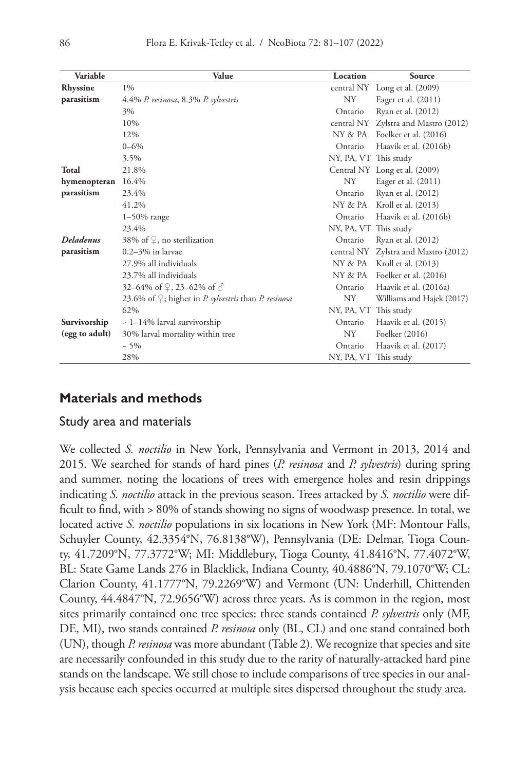| Variable | Value | Location | Source |
|---|---|---|---|
| **Rhyssine parasitism** | 1% | central NY | Long et al. (2009) |
| | 4.4% *P. resinosa*, 8.3% *P. sylvestris* | NY | Eager et al. (2011) |
| | 3% | Ontario | Ryan et al. (2012) |
| | 10% | central NY | Zylstra and Mastro (2012) |
| | 12% | NY & PA | Foelker et al. (2016) |
| | 0–6% | Ontario | Haavik et al. (2016b) |
| | 3.5% | NY, PA, VT | This study |
| **Total hymenopteran parasitism** | 21.8% | Central NY | Long et al. (2009) |
| | 16.4% | NY | Eager et al. (2011) |
| | 23.4% | Ontario | Ryan et al. (2012) |
| | 41.2% | NY & PA | Kroll et al. (2013) |
| | 1–50% range | Ontario | Haavik et al. (2016b) |
| | 23.4% | NY, PA, VT | This study |
| ***Deladenus* parasitism** | 38% of ♀, no sterilization | Ontario | Ryan et al. (2012) |
| | 0.2–3% in larvae | central NY | Zylstra and Mastro (2012) |
| | 27.9% all individuals | NY & PA | Kroll et al. (2013) |
| | 23.7% all individuals | NY & PA | Foelker et al. (2016) |
| | 32–64% of ♀, 23–62% of ♂ | Ontario | Haavik et al. (2016a) |
| | 23.6% of ♀; higher in *P. sylvestris* than *P. resinosa* | NY | Williams and Hajek (2017) |
| | 62% | NY, PA, VT | This study |
| **Survivorship (egg to adult)** | ~ 1–14% larval survivorship | Ontario | Haavik et al. (2015) |
| | 30% larval mortality within tree | NY | Foelker (2016) |
| | ~ 5% | Ontario | Haavik et al. (2017) |
| | 28% | NY, PA, VT | This study |

## Materials and methods

### Study area and materials

We collected *S. noctilio* in New York, Pennsylvania and Vermont in 2013, 2014 and 2015. We searched for stands of hard pines (*P. resinosa* and *P. sylvestris*) during spring and summer, noting the locations of trees with emergence holes and resin drippings indicating *S. noctilio* attack in the previous season. Trees attacked by *S. noctilio* were difficult to find, with > 80% of stands showing no signs of woodwasp presence. In total, we located active *S. noctilio* populations in six locations in New York (MF: Montour Falls, Schuyler County, 42.3354°N, 76.8138°W), Pennsylvania (DE: Delmar, Tioga County, 41.7209°N, 77.3772°W; MI: Middlebury, Tioga County, 41.8416°N, 77.4072°W, BL: State Game Lands 276 in Blacklick, Indiana County, 40.4886°N, 79.1070°W; CL: Clarion County, 41.1777°N, 79.2269°W) and Vermont (UN: Underhill, Chittenden County, 44.4847°N, 72.9656°W) across three years. As is common in the region, most sites primarily contained one tree species: three stands contained *P. sylvestris* only (MF, DE, MI), two stands contained *P. resinosa* only (BL, CL) and one stand contained both (UN), though *P. resinosa* was more abundant (Table 2). We recognize that species and site are necessarily confounded in this study due to the rarity of naturally-attacked hard pine stands on the landscape. We still chose to include comparisons of tree species in our analysis because each species occurred at multiple sites dispersed throughout the study area.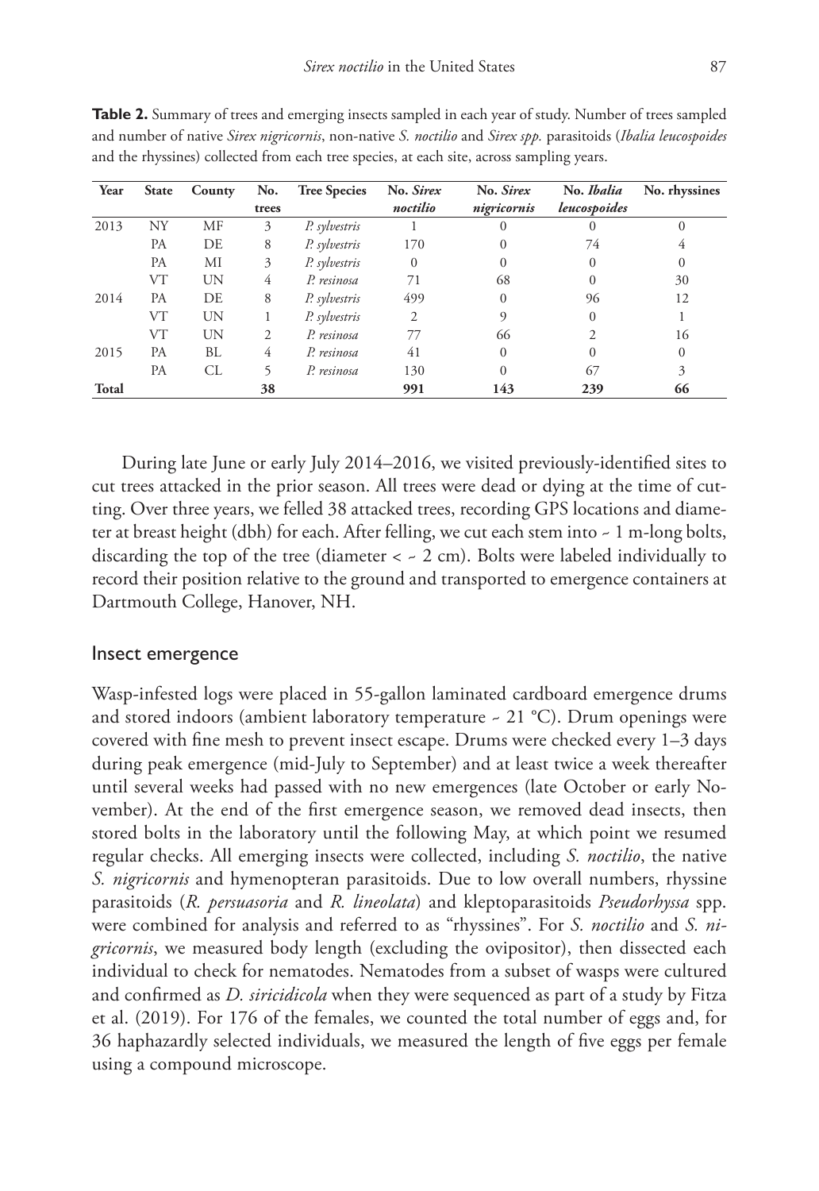**Table 2.** Summary of trees and emerging insects sampled in each year of study. Number of trees sampled and number of native *Sirex nigricornis*, non-native *S. noctilio* and *Sirex spp.* parasitoids (*Ibalia leucospoides* and the rhyssines) collected from each tree species, at each site, across sampling years.

| Year | State | County | No. trees | Tree Species | No. *Sirex noctilio* | No. *Sirex nigricornis* | No. *Ibalia leucospoides* | No. rhyssines |
|---|---|---|---|---|---|---|---|---|
| 2013 | NY | MF | 3 | *P. sylvestris* | 1 | 0 | 0 | 0 |
| | PA | DE | 8 | *P. sylvestris* | 170 | 0 | 74 | 4 |
| | PA | MI | 3 | *P. sylvestris* | 0 | 0 | 0 | 0 |
| | VT | UN | 4 | *P. resinosa* | 71 | 68 | 0 | 30 |
| 2014 | PA | DE | 8 | *P. sylvestris* | 499 | 0 | 96 | 12 |
| | VT | UN | 1 | *P. sylvestris* | 2 | 9 | 0 | 1 |
| | VT | UN | 2 | *P. resinosa* | 77 | 66 | 2 | 16 |
| 2015 | PA | BL | 4 | *P. resinosa* | 41 | 0 | 0 | 0 |
| | PA | CL | 5 | *P. resinosa* | 130 | 0 | 67 | 3 |
| **Total** | | | **38** | | **991** | **143** | **239** | **66** |

During late June or early July 2014–2016, we visited previously-identified sites to cut trees attacked in the prior season. All trees were dead or dying at the time of cutting. Over three years, we felled 38 attacked trees, recording GPS locations and diameter at breast height (dbh) for each. After felling, we cut each stem into ~ 1 m-long bolts, discarding the top of the tree (diameter < ~ 2 cm). Bolts were labeled individually to record their position relative to the ground and transported to emergence containers at Dartmouth College, Hanover, NH.

## Insect emergence

Wasp-infested logs were placed in 55-gallon laminated cardboard emergence drums and stored indoors (ambient laboratory temperature ~ 21 °C). Drum openings were covered with fine mesh to prevent insect escape. Drums were checked every 1–3 days during peak emergence (mid-July to September) and at least twice a week thereafter until several weeks had passed with no new emergences (late October or early November). At the end of the first emergence season, we removed dead insects, then stored bolts in the laboratory until the following May, at which point we resumed regular checks. All emerging insects were collected, including *S. noctilio*, the native *S. nigricornis* and hymenopteran parasitoids. Due to low overall numbers, rhyssine parasitoids (*R. persuasoria* and *R. lineolata*) and kleptoparasitoids *Pseudorhyssa* spp. were combined for analysis and referred to as "rhyssines". For *S. noctilio* and *S. nigricornis*, we measured body length (excluding the ovipositor), then dissected each individual to check for nematodes. Nematodes from a subset of wasps were cultured and confirmed as *D. siricidicola* when they were sequenced as part of a study by Fitza et al. (2019). For 176 of the females, we counted the total number of eggs and, for 36 haphazardly selected individuals, we measured the length of five eggs per female using a compound microscope.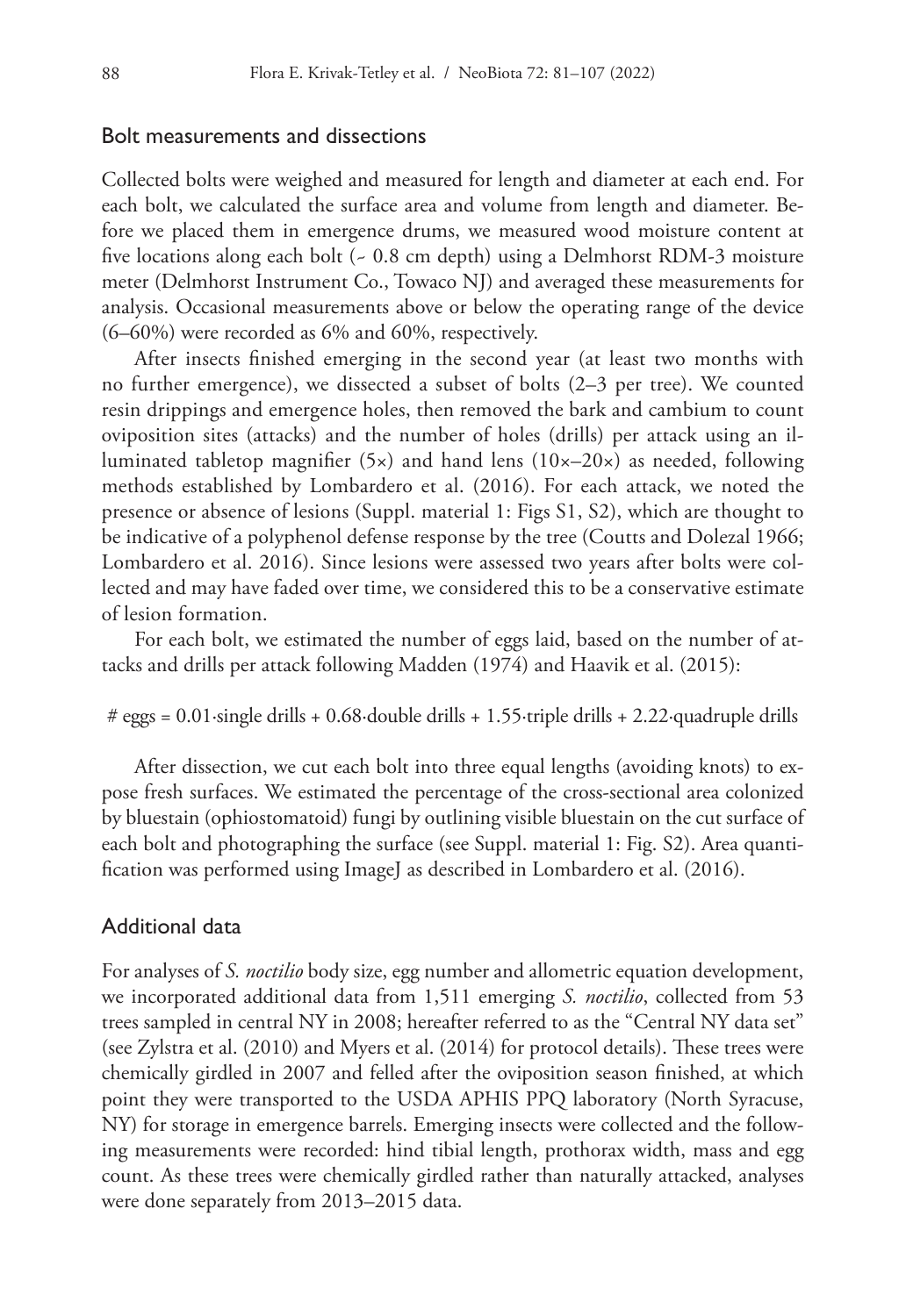## Bolt measurements and dissections

Collected bolts were weighed and measured for length and diameter at each end. For each bolt, we calculated the surface area and volume from length and diameter. Before we placed them in emergence drums, we measured wood moisture content at five locations along each bolt (~ 0.8 cm depth) using a Delmhorst RDM-3 moisture meter (Delmhorst Instrument Co., Towaco NJ) and averaged these measurements for analysis. Occasional measurements above or below the operating range of the device (6–60%) were recorded as 6% and 60%, respectively.

After insects finished emerging in the second year (at least two months with no further emergence), we dissected a subset of bolts (2–3 per tree). We counted resin drippings and emergence holes, then removed the bark and cambium to count oviposition sites (attacks) and the number of holes (drills) per attack using an illuminated tabletop magnifier (5×) and hand lens (10×–20×) as needed, following methods established by Lombardero et al. (2016). For each attack, we noted the presence or absence of lesions (Suppl. material 1: Figs S1, S2), which are thought to be indicative of a polyphenol defense response by the tree (Coutts and Dolezal 1966; Lombardero et al. 2016). Since lesions were assessed two years after bolts were collected and may have faded over time, we considered this to be a conservative estimate of lesion formation.

For each bolt, we estimated the number of eggs laid, based on the number of attacks and drills per attack following Madden (1974) and Haavik et al. (2015):

$$\#\ \text{eggs} = 0.01 \cdot \text{single drills} + 0.68 \cdot \text{double drills} + 1.55 \cdot \text{triple drills} + 2.22 \cdot \text{quadruple drills}$$

After dissection, we cut each bolt into three equal lengths (avoiding knots) to expose fresh surfaces. We estimated the percentage of the cross-sectional area colonized by bluestain (ophiostomatoid) fungi by outlining visible bluestain on the cut surface of each bolt and photographing the surface (see Suppl. material 1: Fig. S2). Area quantification was performed using ImageJ as described in Lombardero et al. (2016).

## Additional data

For analyses of *S. noctilio* body size, egg number and allometric equation development, we incorporated additional data from 1,511 emerging *S. noctilio*, collected from 53 trees sampled in central NY in 2008; hereafter referred to as the "Central NY data set" (see Zylstra et al. (2010) and Myers et al. (2014) for protocol details). These trees were chemically girdled in 2007 and felled after the oviposition season finished, at which point they were transported to the USDA APHIS PPQ laboratory (North Syracuse, NY) for storage in emergence barrels. Emerging insects were collected and the following measurements were recorded: hind tibial length, prothorax width, mass and egg count. As these trees were chemically girdled rather than naturally attacked, analyses were done separately from 2013–2015 data.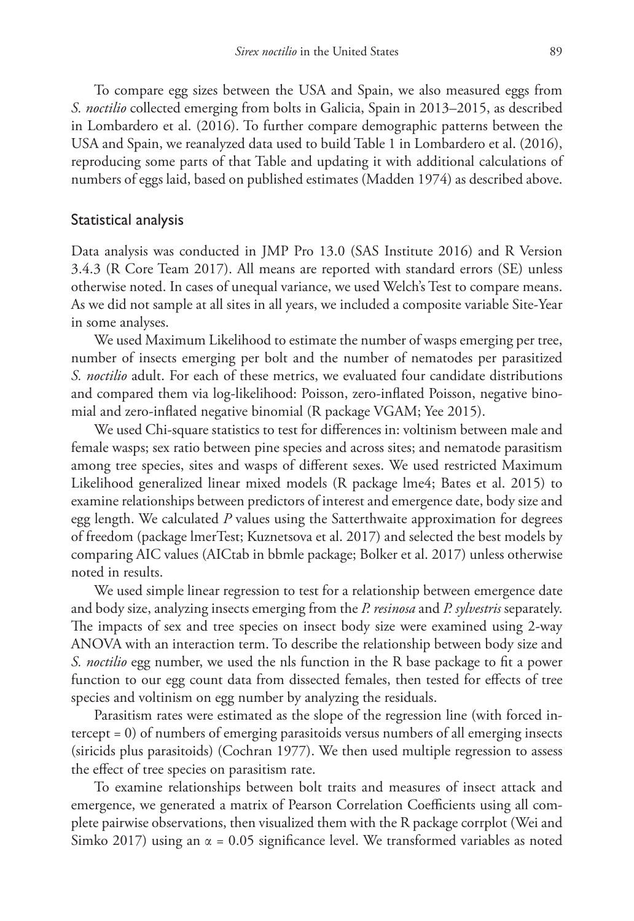To compare egg sizes between the USA and Spain, we also measured eggs from *S. noctilio* collected emerging from bolts in Galicia, Spain in 2013–2015, as described in Lombardero et al. (2016). To further compare demographic patterns between the USA and Spain, we reanalyzed data used to build Table 1 in Lombardero et al. (2016), reproducing some parts of that Table and updating it with additional calculations of numbers of eggs laid, based on published estimates (Madden 1974) as described above.

## Statistical analysis

Data analysis was conducted in JMP Pro 13.0 (SAS Institute 2016) and R Version 3.4.3 (R Core Team 2017). All means are reported with standard errors (SE) unless otherwise noted. In cases of unequal variance, we used Welch's Test to compare means. As we did not sample at all sites in all years, we included a composite variable Site-Year in some analyses.

We used Maximum Likelihood to estimate the number of wasps emerging per tree, number of insects emerging per bolt and the number of nematodes per parasitized *S. noctilio* adult. For each of these metrics, we evaluated four candidate distributions and compared them via log-likelihood: Poisson, zero-inflated Poisson, negative binomial and zero-inflated negative binomial (R package VGAM; Yee 2015).

We used Chi-square statistics to test for differences in: voltinism between male and female wasps; sex ratio between pine species and across sites; and nematode parasitism among tree species, sites and wasps of different sexes. We used restricted Maximum Likelihood generalized linear mixed models (R package lme4; Bates et al. 2015) to examine relationships between predictors of interest and emergence date, body size and egg length. We calculated $P$ values using the Satterthwaite approximation for degrees of freedom (package lmerTest; Kuznetsova et al. 2017) and selected the best models by comparing AIC values (AICtab in bbmle package; Bolker et al. 2017) unless otherwise noted in results.

We used simple linear regression to test for a relationship between emergence date and body size, analyzing insects emerging from the *P. resinosa* and *P. sylvestris* separately. The impacts of sex and tree species on insect body size were examined using 2-way ANOVA with an interaction term. To describe the relationship between body size and *S. noctilio* egg number, we used the nls function in the R base package to fit a power function to our egg count data from dissected females, then tested for effects of tree species and voltinism on egg number by analyzing the residuals.

Parasitism rates were estimated as the slope of the regression line (with forced intercept = 0) of numbers of emerging parasitoids versus numbers of all emerging insects (siricids plus parasitoids) (Cochran 1977). We then used multiple regression to assess the effect of tree species on parasitism rate.

To examine relationships between bolt traits and measures of insect attack and emergence, we generated a matrix of Pearson Correlation Coefficients using all complete pairwise observations, then visualized them with the R package corrplot (Wei and Simko 2017) using an $\alpha = 0.05$ significance level. We transformed variables as noted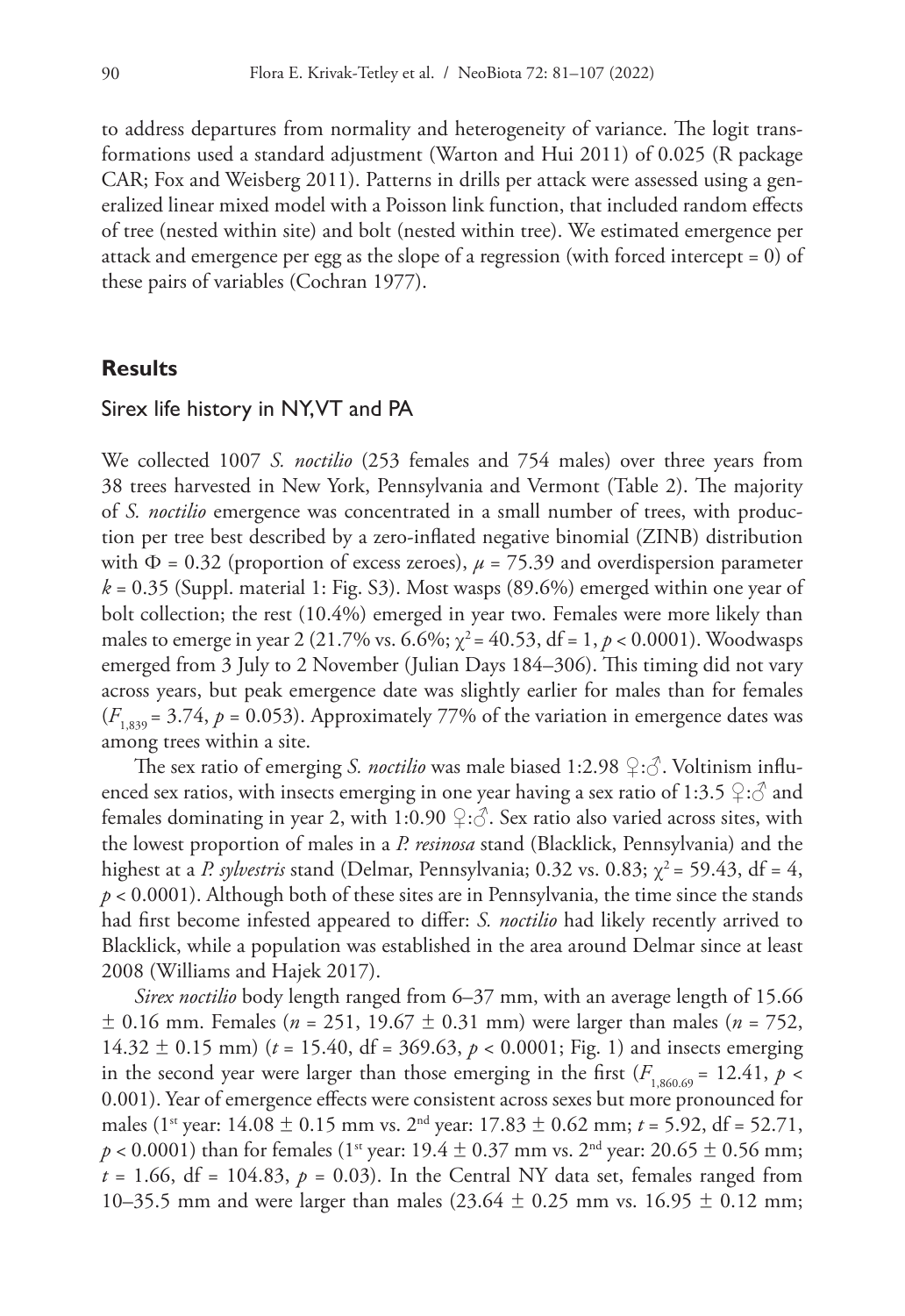to address departures from normality and heterogeneity of variance. The logit transformations used a standard adjustment (Warton and Hui 2011) of 0.025 (R package CAR; Fox and Weisberg 2011). Patterns in drills per attack were assessed using a generalized linear mixed model with a Poisson link function, that included random effects of tree (nested within site) and bolt (nested within tree). We estimated emergence per attack and emergence per egg as the slope of a regression (with forced intercept = 0) of these pairs of variables (Cochran 1977).

## Results

### Sirex life history in NY, VT and PA

We collected 1007 *S. noctilio* (253 females and 754 males) over three years from 38 trees harvested in New York, Pennsylvania and Vermont (Table 2). The majority of *S. noctilio* emergence was concentrated in a small number of trees, with production per tree best described by a zero-inflated negative binomial (ZINB) distribution with $\Phi = 0.32$ (proportion of excess zeroes), $\mu = 75.39$ and overdispersion parameter $k = 0.35$ (Suppl. material 1: Fig. S3). Most wasps (89.6%) emerged within one year of bolt collection; the rest (10.4%) emerged in year two. Females were more likely than males to emerge in year 2 (21.7% vs. 6.6%; $\chi^2 = 40.53$, df = 1, $p < 0.0001$). Woodwasps emerged from 3 July to 2 November (Julian Days 184–306). This timing did not vary across years, but peak emergence date was slightly earlier for males than for females ($F_{1,839} = 3.74$, $p = 0.053$). Approximately 77% of the variation in emergence dates was among trees within a site.

The sex ratio of emerging *S. noctilio* was male biased 1:2.98 ♀:♂. Voltinism influenced sex ratios, with insects emerging in one year having a sex ratio of 1:3.5 ♀:♂ and females dominating in year 2, with 1:0.90 ♀:♂. Sex ratio also varied across sites, with the lowest proportion of males in a *P. resinosa* stand (Blacklick, Pennsylvania) and the highest at a *P. sylvestris* stand (Delmar, Pennsylvania; 0.32 vs. 0.83; $\chi^2 = 59.43$, df = 4, $p < 0.0001$). Although both of these sites are in Pennsylvania, the time since the stands had first become infested appeared to differ: *S. noctilio* had likely recently arrived to Blacklick, while a population was established in the area around Delmar since at least 2008 (Williams and Hajek 2017).

*Sirex noctilio* body length ranged from 6–37 mm, with an average length of 15.66 ± 0.16 mm. Females ($n = 251$, 19.67 ± 0.31 mm) were larger than males ($n = 752$, 14.32 ± 0.15 mm) ($t = 15.40$, df = 369.63, $p < 0.0001$; Fig. 1) and insects emerging in the second year were larger than those emerging in the first ($F_{1,860.69} = 12.41$, $p < 0.001$). Year of emergence effects were consistent across sexes but more pronounced for males (1st year: 14.08 ± 0.15 mm vs. 2nd year: 17.83 ± 0.62 mm; $t = 5.92$, df = 52.71, $p < 0.0001$) than for females (1st year: 19.4 ± 0.37 mm vs. 2nd year: 20.65 ± 0.56 mm; $t = 1.66$, df = 104.83, $p = 0.03$). In the Central NY data set, females ranged from 10–35.5 mm and were larger than males (23.64 ± 0.25 mm vs. 16.95 ± 0.12 mm;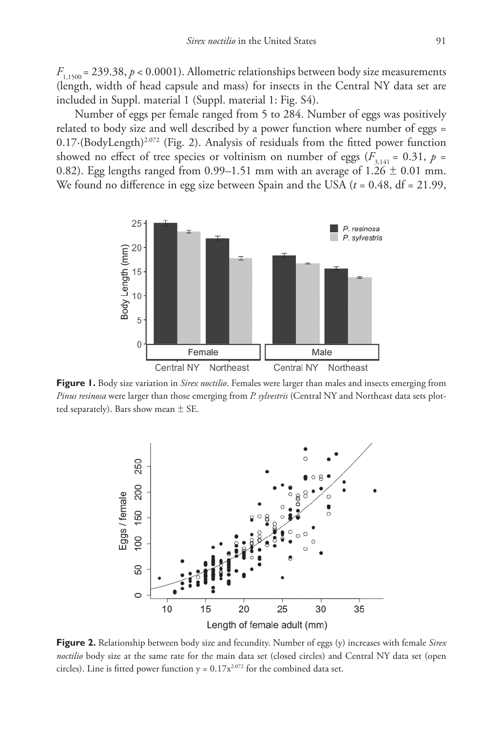$F_{1,1500} = 239.38$, $p < 0.0001$). Allometric relationships between body size measurements (length, width of head capsule and mass) for insects in the Central NY data set are included in Suppl. material 1 (Suppl. material 1: Fig. S4).

Number of eggs per female ranged from 5 to 284. Number of eggs was positively related to body size and well described by a power function where number of eggs = $0.17 \cdot (\text{BodyLength})^{2.072}$ (Fig. 2). Analysis of residuals from the fitted power function showed no effect of tree species or voltinism on number of eggs ($F_{3,141} = 0.31$, $p = 0.82$). Egg lengths ranged from 0.99–1.51 mm with an average of 1.26 ± 0.01 mm. We found no difference in egg size between Spain and the USA ($t = 0.48$, df = 21.99,

Body Length (mm)
25
20
15
10
5
0
P. resinosa
P. sylvestris
Female
Male
Central NY Northeast Central NY Northeast

**Figure 1.** Body size variation in *Sirex noctilio*. Females were larger than males and insects emerging from *Pinus resinosa* were larger than those emerging from *P. sylvestris* (Central NY and Northeast data sets plotted separately). Bars show mean ± SE.

Eggs / female
0
50
100
150
200
250
10 15 20 25 30 35
Length of female adult (mm)

**Figure 2.** Relationship between body size and fecundity. Number of eggs (y) increases with female *Sirex noctilio* body size at the same rate for the main data set (closed circles) and Central NY data set (open circles). Line is fitted power function $y = 0.17x^{2.072}$ for the combined data set.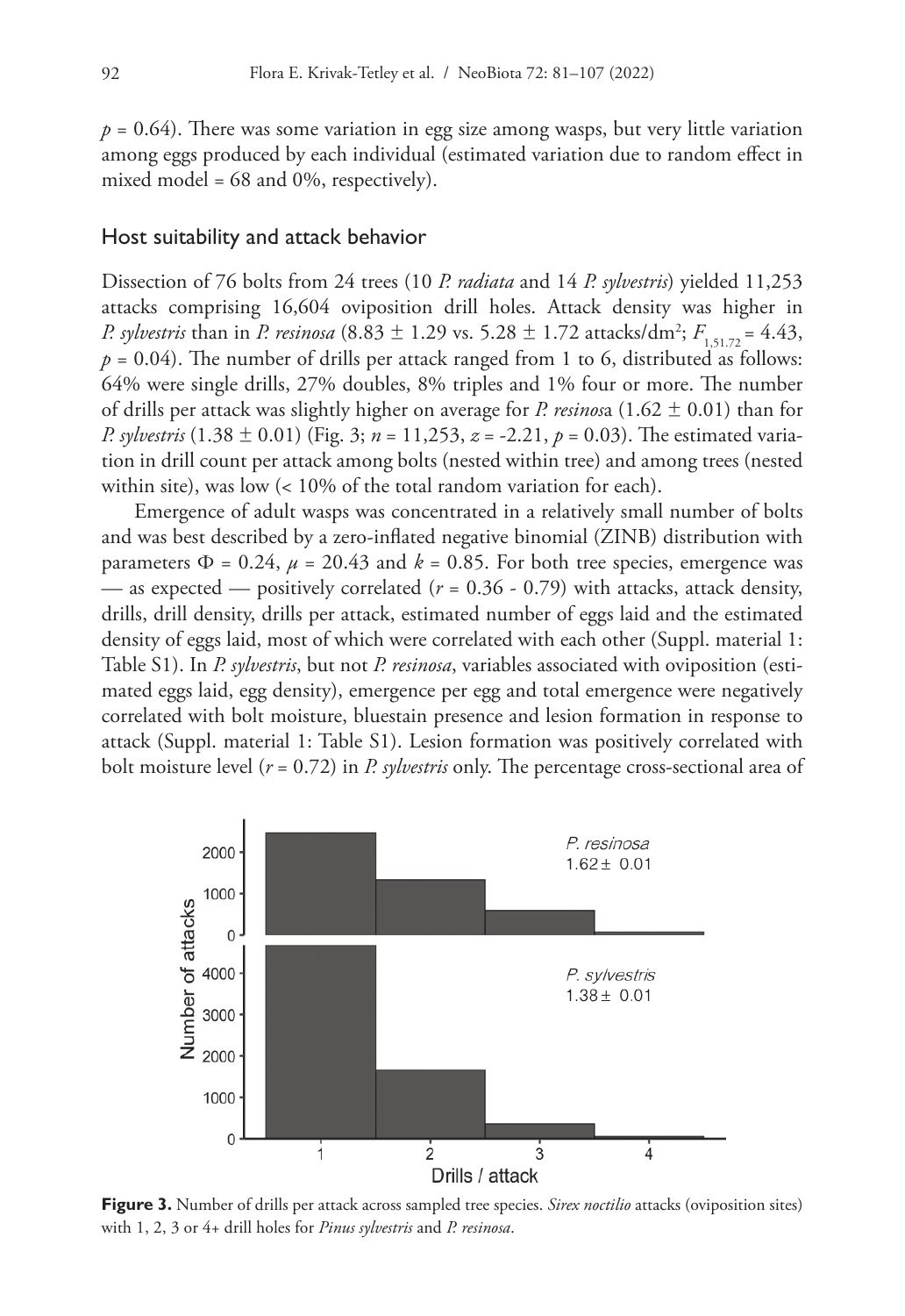$p = 0.64$). There was some variation in egg size among wasps, but very little variation among eggs produced by each individual (estimated variation due to random effect in mixed model = 68 and 0%, respectively).

## Host suitability and attack behavior

Dissection of 76 bolts from 24 trees (10 *P. radiata* and 14 *P. sylvestris*) yielded 11,253 attacks comprising 16,604 oviposition drill holes. Attack density was higher in *P. sylvestris* than in *P. resinosa* (8.83 ± 1.29 vs. 5.28 ± 1.72 attacks/dm$^2$; $F_{1,51.72} = 4.43$, $p = 0.04$). The number of drills per attack ranged from 1 to 6, distributed as follows: 64% were single drills, 27% doubles, 8% triples and 1% four or more. The number of drills per attack was slightly higher on average for *P. resinosa* (1.62 ± 0.01) than for *P. sylvestris* (1.38 ± 0.01) (Fig. 3; $n = 11,253$, $z = -2.21$, $p = 0.03$). The estimated variation in drill count per attack among bolts (nested within tree) and among trees (nested within site), was low (< 10% of the total random variation for each).

Emergence of adult wasps was concentrated in a relatively small number of bolts and was best described by a zero-inflated negative binomial (ZINB) distribution with parameters $\Phi = 0.24$, $\mu = 20.43$ and $k = 0.85$. For both tree species, emergence was — as expected — positively correlated ($r = 0.36$ - $0.79$) with attacks, attack density, drills, drill density, drills per attack, estimated number of eggs laid and the estimated density of eggs laid, most of which were correlated with each other (Suppl. material 1: Table S1). In *P. sylvestris*, but not *P. resinosa*, variables associated with oviposition (estimated eggs laid, egg density), emergence per egg and total emergence were negatively correlated with bolt moisture, bluestain presence and lesion formation in response to attack (Suppl. material 1: Table S1). Lesion formation was positively correlated with bolt moisture level ($r = 0.72$) in *P. sylvestris* only. The percentage cross-sectional area of

P. resinosa
1.62 ± 0.01

P. sylvestris
1.38 ± 0.01

Number of attacks

Drills / attack

**Figure 3.** Number of drills per attack across sampled tree species. *Sirex noctilio* attacks (oviposition sites) with 1, 2, 3 or 4+ drill holes for *Pinus sylvestris* and *P. resinosa*.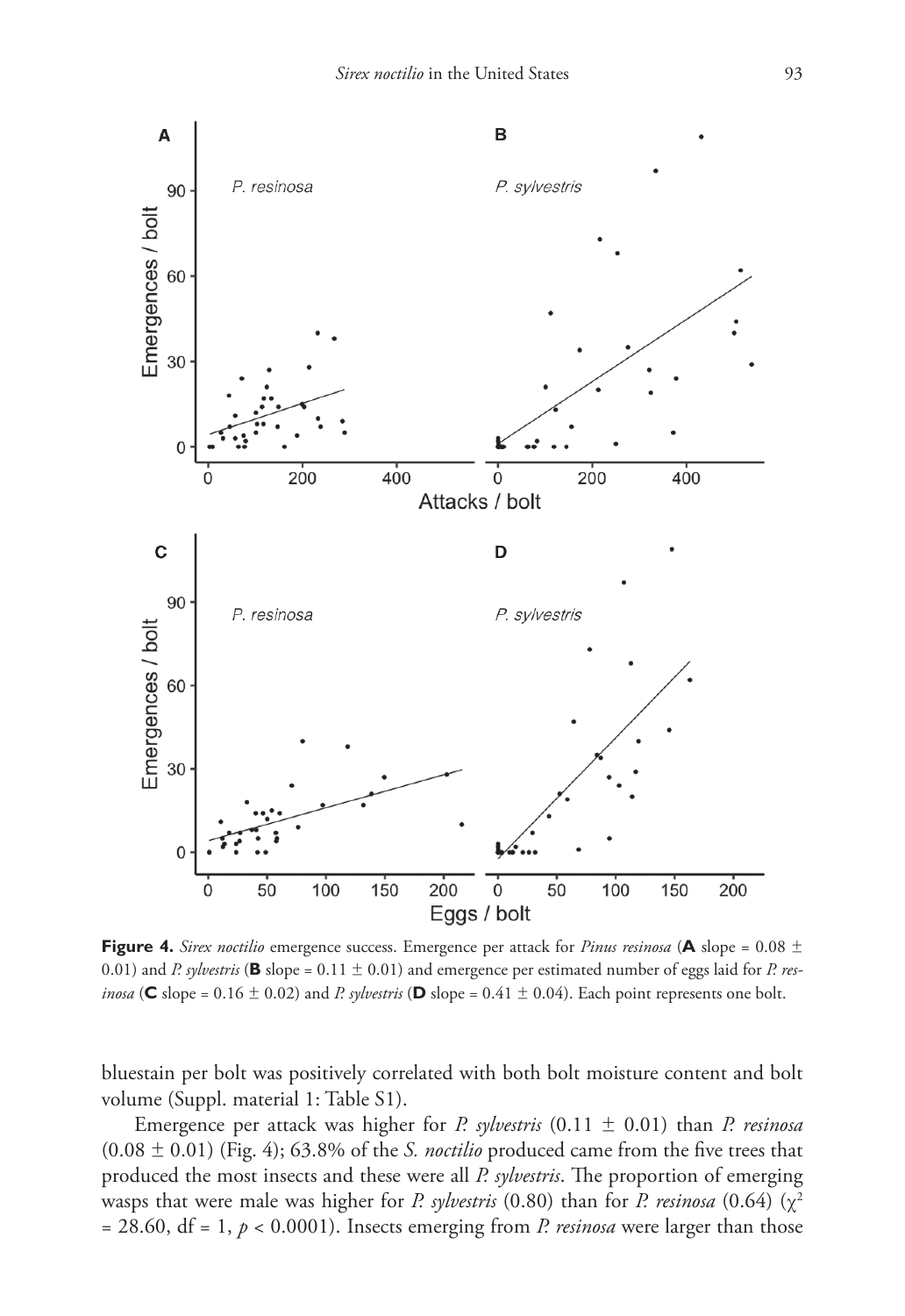A

B

P. resinosa

P. sylvestris

Emergences / bolt

0
30
60
90

0
200
400

0
200
400

Attacks / bolt

C

D

P. resinosa

P. sylvestris

Emergences / bolt

0
30
60
90

0
50
100
150
200

0
50
100
150
200

Eggs / bolt

**Figure 4.** *Sirex noctilio* emergence success. Emergence per attack for *Pinus resinosa* (**A** slope = 0.08 ± 0.01) and *P. sylvestris* (**B** slope = 0.11 ± 0.01) and emergence per estimated number of eggs laid for *P. resinosa* (**C** slope = 0.16 ± 0.02) and *P. sylvestris* (**D** slope = 0.41 ± 0.04). Each point represents one bolt.

bluestain per bolt was positively correlated with both bolt moisture content and bolt volume (Suppl. material 1: Table S1).

Emergence per attack was higher for *P. sylvestris* (0.11 ± 0.01) than *P. resinosa* (0.08 ± 0.01) (Fig. 4); 63.8% of the *S. noctilio* produced came from the five trees that produced the most insects and these were all *P. sylvestris*. The proportion of emerging wasps that were male was higher for *P. sylvestris* (0.80) than for *P. resinosa* (0.64) ($\chi^2 = 28.60$, df = 1, $p < 0.0001$). Insects emerging from *P. resinosa* were larger than those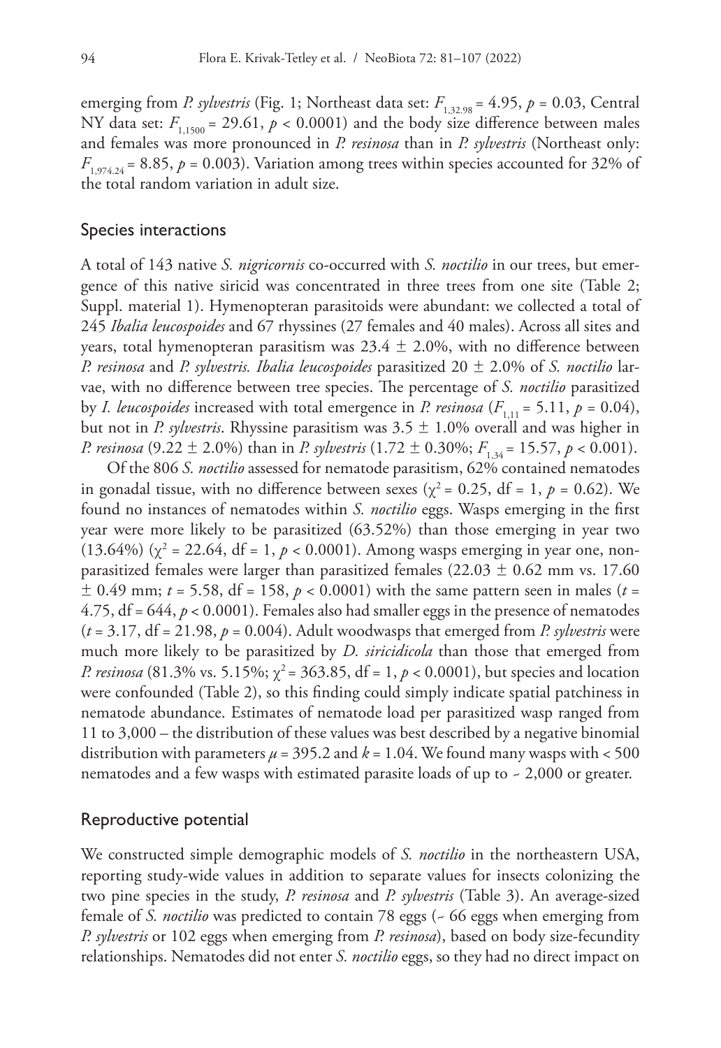emerging from *P. sylvestris* (Fig. 1; Northeast data set: $F_{1,32.98} = 4.95$, $p = 0.03$, Central NY data set: $F_{1,1500} = 29.61$, $p < 0.0001$) and the body size difference between males and females was more pronounced in *P. resinosa* than in *P. sylvestris* (Northeast only: $F_{1,974.24} = 8.85$, $p = 0.003$). Variation among trees within species accounted for 32% of the total random variation in adult size.

## Species interactions

A total of 143 native *S. nigricornis* co-occurred with *S. noctilio* in our trees, but emergence of this native siricid was concentrated in three trees from one site (Table 2; Suppl. material 1). Hymenopteran parasitoids were abundant: we collected a total of 245 *Ibalia leucospoides* and 67 rhyssines (27 females and 40 males). Across all sites and years, total hymenopteran parasitism was 23.4 ± 2.0%, with no difference between *P. resinosa* and *P. sylvestris*. *Ibalia leucospoides* parasitized 20 ± 2.0% of *S. noctilio* larvae, with no difference between tree species. The percentage of *S. noctilio* parasitized by *I. leucospoides* increased with total emergence in *P. resinosa* ($F_{1,11} = 5.11$, $p = 0.04$), but not in *P. sylvestris*. Rhyssine parasitism was 3.5 ± 1.0% overall and was higher in *P. resinosa* (9.22 ± 2.0%) than in *P. sylvestris* (1.72 ± 0.30%; $F_{1,34} = 15.57$, $p < 0.001$).

Of the 806 *S. noctilio* assessed for nematode parasitism, 62% contained nematodes in gonadal tissue, with no difference between sexes ($\chi^2 = 0.25$, df = 1, $p = 0.62$). We found no instances of nematodes within *S. noctilio* eggs. Wasps emerging in the first year were more likely to be parasitized (63.52%) than those emerging in year two (13.64%) ($\chi^2 = 22.64$, df = 1, $p < 0.0001$). Among wasps emerging in year one, non-parasitized females were larger than parasitized females (22.03 ± 0.62 mm vs. 17.60 ± 0.49 mm; $t = 5.58$, df = 158, $p < 0.0001$) with the same pattern seen in males ($t = 4.75$, df = 644, $p < 0.0001$). Females also had smaller eggs in the presence of nematodes ($t = 3.17$, df = 21.98, $p = 0.004$). Adult woodwasps that emerged from *P. sylvestris* were much more likely to be parasitized by *D. siricidicola* than those that emerged from *P. resinosa* (81.3% vs. 5.15%; $\chi^2 = 363.85$, df = 1, $p < 0.0001$), but species and location were confounded (Table 2), so this finding could simply indicate spatial patchiness in nematode abundance. Estimates of nematode load per parasitized wasp ranged from 11 to 3,000 – the distribution of these values was best described by a negative binomial distribution with parameters $\mu = 395.2$ and $k = 1.04$. We found many wasps with < 500 nematodes and a few wasps with estimated parasite loads of up to ~ 2,000 or greater.

## Reproductive potential

We constructed simple demographic models of *S. noctilio* in the northeastern USA, reporting study-wide values in addition to separate values for insects colonizing the two pine species in the study, *P. resinosa* and *P. sylvestris* (Table 3). An average-sized female of *S. noctilio* was predicted to contain 78 eggs (~ 66 eggs when emerging from *P. sylvestris* or 102 eggs when emerging from *P. resinosa*), based on body size-fecundity relationships. Nematodes did not enter *S. noctilio* eggs, so they had no direct impact on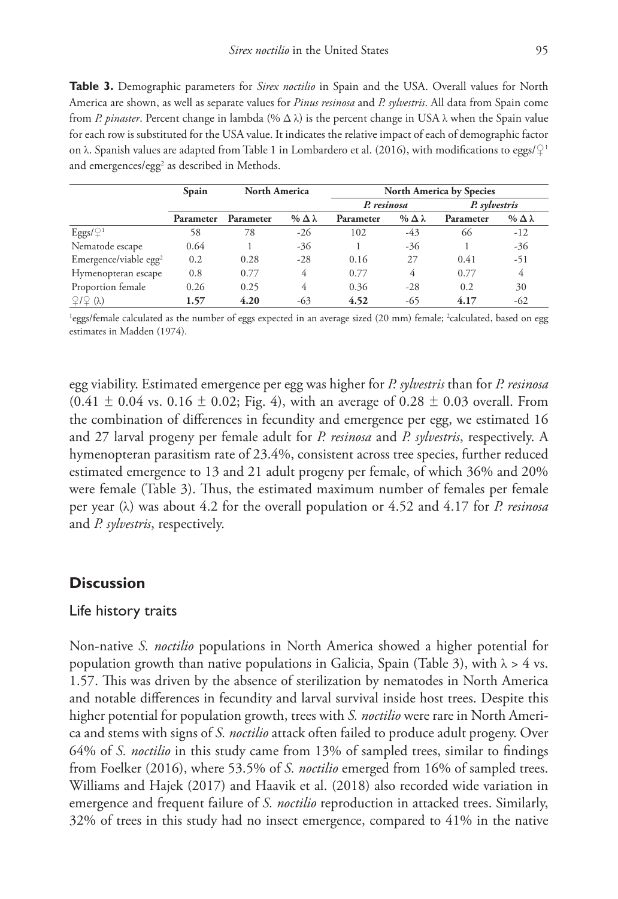**Table 3.** Demographic parameters for *Sirex noctilio* in Spain and the USA. Overall values for North America are shown, as well as separate values for *Pinus resinosa* and *P. sylvestris*. All data from Spain come from *P. pinaster*. Percent change in lambda (% Δ λ) is the percent change in USA λ when the Spain value for each row is substituted for the USA value. It indicates the relative impact of each of demographic factor on λ. Spanish values are adapted from Table 1 in Lombardero et al. (2016), with modifications to eggs/♀[1] and emergences/egg[2] as described in Methods.

| | Spain | North America | | North America by Species | | | |
|---|---|---|---|---|---|---|---|
| | | | | *P. resinosa* | | *P. sylvestris* | |
| | **Parameter** | **Parameter** | **% Δ λ** | **Parameter** | **% Δ λ** | **Parameter** | **% Δ λ** |
| Eggs/♀[1] | 58 | 78 | -26 | 102 | -43 | 66 | -12 |
| Nematode escape | 0.64 | 1 | -36 | 1 | -36 | 1 | -36 |
| Emergence/viable egg[2] | 0.2 | 0.28 | -28 | 0.16 | 27 | 0.41 | -51 |
| Hymenopteran escape | 0.8 | 0.77 | 4 | 0.77 | 4 | 0.77 | 4 |
| Proportion female | 0.26 | 0.25 | 4 | 0.36 | -28 | 0.2 | 30 |
| ♀/♀ (λ) | **1.57** | **4.20** | -63 | **4.52** | -65 | **4.17** | -62 |

[1]eggs/female calculated as the number of eggs expected in an average sized (20 mm) female; [2]calculated, based on egg estimates in Madden (1974).

egg viability. Estimated emergence per egg was higher for *P. sylvestris* than for *P. resinosa* ($0.41 \pm 0.04$ vs. $0.16 \pm 0.02$; Fig. 4), with an average of $0.28 \pm 0.03$ overall. From the combination of differences in fecundity and emergence per egg, we estimated 16 and 27 larval progeny per female adult for *P. resinosa* and *P. sylvestris*, respectively. A hymenopteran parasitism rate of 23.4%, consistent across tree species, further reduced estimated emergence to 13 and 21 adult progeny per female, of which 36% and 20% were female (Table 3). Thus, the estimated maximum number of females per female per year (λ) was about 4.2 for the overall population or 4.52 and 4.17 for *P. resinosa* and *P. sylvestris*, respectively.

## Discussion

### Life history traits

Non-native *S. noctilio* populations in North America showed a higher potential for population growth than native populations in Galicia, Spain (Table 3), with $\lambda > 4$ vs. 1.57. This was driven by the absence of sterilization by nematodes in North America and notable differences in fecundity and larval survival inside host trees. Despite this higher potential for population growth, trees with *S. noctilio* were rare in North America and stems with signs of *S. noctilio* attack often failed to produce adult progeny. Over 64% of *S. noctilio* in this study came from 13% of sampled trees, similar to findings from Foelker (2016), where 53.5% of *S. noctilio* emerged from 16% of sampled trees. Williams and Hajek (2017) and Haavik et al. (2018) also recorded wide variation in emergence and frequent failure of *S. noctilio* reproduction in attacked trees. Similarly, 32% of trees in this study had no insect emergence, compared to 41% in the native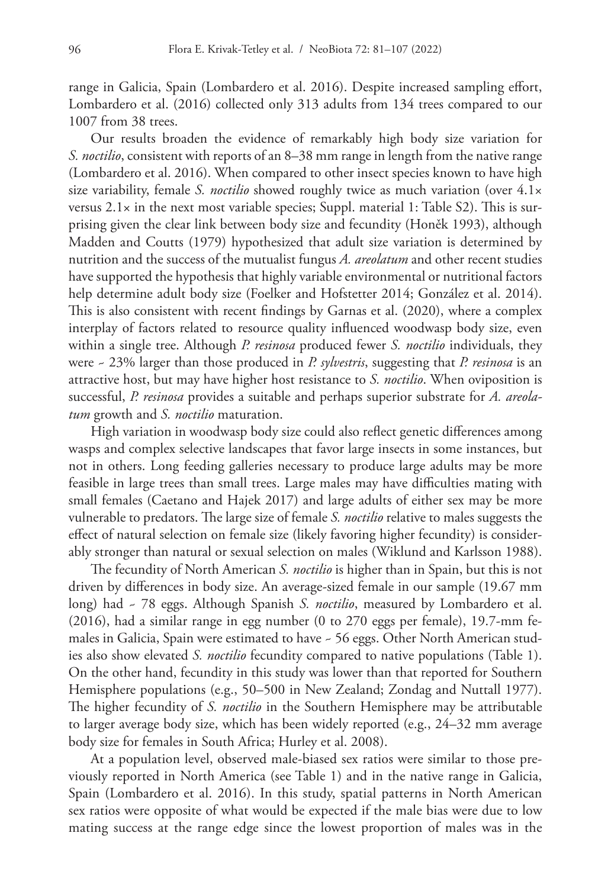range in Galicia, Spain (Lombardero et al. 2016). Despite increased sampling effort, Lombardero et al. (2016) collected only 313 adults from 134 trees compared to our 1007 from 38 trees.

Our results broaden the evidence of remarkably high body size variation for *S. noctilio*, consistent with reports of an 8–38 mm range in length from the native range (Lombardero et al. 2016). When compared to other insect species known to have high size variability, female *S. noctilio* showed roughly twice as much variation (over 4.1× versus 2.1× in the next most variable species; Suppl. material 1: Table S2). This is surprising given the clear link between body size and fecundity (Honěk 1993), although Madden and Coutts (1979) hypothesized that adult size variation is determined by nutrition and the success of the mutualist fungus *A. areolatum* and other recent studies have supported the hypothesis that highly variable environmental or nutritional factors help determine adult body size (Foelker and Hofstetter 2014; González et al. 2014). This is also consistent with recent findings by Garnas et al. (2020), where a complex interplay of factors related to resource quality influenced woodwasp body size, even within a single tree. Although *P. resinosa* produced fewer *S. noctilio* individuals, they were ~ 23% larger than those produced in *P. sylvestris*, suggesting that *P. resinosa* is an attractive host, but may have higher host resistance to *S. noctilio*. When oviposition is successful, *P. resinosa* provides a suitable and perhaps superior substrate for *A. areolatum* growth and *S. noctilio* maturation.

High variation in woodwasp body size could also reflect genetic differences among wasps and complex selective landscapes that favor large insects in some instances, but not in others. Long feeding galleries necessary to produce large adults may be more feasible in large trees than small trees. Large males may have difficulties mating with small females (Caetano and Hajek 2017) and large adults of either sex may be more vulnerable to predators. The large size of female *S. noctilio* relative to males suggests the effect of natural selection on female size (likely favoring higher fecundity) is considerably stronger than natural or sexual selection on males (Wiklund and Karlsson 1988).

The fecundity of North American *S. noctilio* is higher than in Spain, but this is not driven by differences in body size. An average-sized female in our sample (19.67 mm long) had ~ 78 eggs. Although Spanish *S. noctilio*, measured by Lombardero et al. (2016), had a similar range in egg number (0 to 270 eggs per female), 19.7-mm females in Galicia, Spain were estimated to have ~ 56 eggs. Other North American studies also show elevated *S. noctilio* fecundity compared to native populations (Table 1). On the other hand, fecundity in this study was lower than that reported for Southern Hemisphere populations (e.g., 50–500 in New Zealand; Zondag and Nuttall 1977). The higher fecundity of *S. noctilio* in the Southern Hemisphere may be attributable to larger average body size, which has been widely reported (e.g., 24–32 mm average body size for females in South Africa; Hurley et al. 2008).

At a population level, observed male-biased sex ratios were similar to those previously reported in North America (see Table 1) and in the native range in Galicia, Spain (Lombardero et al. 2016). In this study, spatial patterns in North American sex ratios were opposite of what would be expected if the male bias were due to low mating success at the range edge since the lowest proportion of males was in the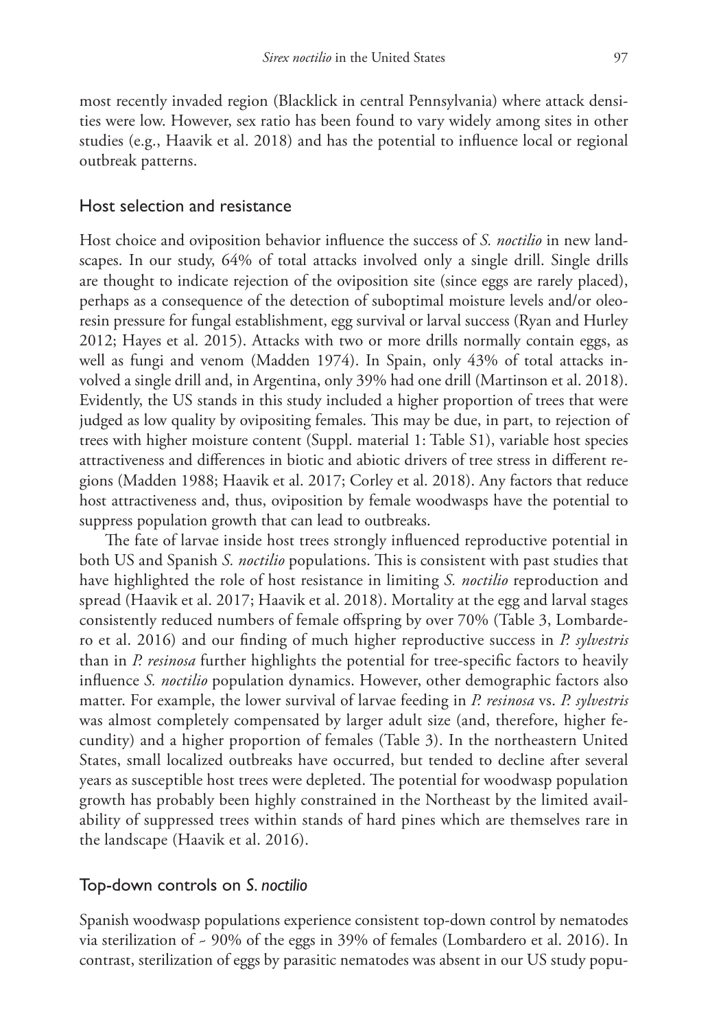most recently invaded region (Blacklick in central Pennsylvania) where attack densities were low. However, sex ratio has been found to vary widely among sites in other studies (e.g., Haavik et al. 2018) and has the potential to influence local or regional outbreak patterns.

## Host selection and resistance

Host choice and oviposition behavior influence the success of *S. noctilio* in new landscapes. In our study, 64% of total attacks involved only a single drill. Single drills are thought to indicate rejection of the oviposition site (since eggs are rarely placed), perhaps as a consequence of the detection of suboptimal moisture levels and/or oleoresin pressure for fungal establishment, egg survival or larval success (Ryan and Hurley 2012; Hayes et al. 2015). Attacks with two or more drills normally contain eggs, as well as fungi and venom (Madden 1974). In Spain, only 43% of total attacks involved a single drill and, in Argentina, only 39% had one drill (Martinson et al. 2018). Evidently, the US stands in this study included a higher proportion of trees that were judged as low quality by ovipositing females. This may be due, in part, to rejection of trees with higher moisture content (Suppl. material 1: Table S1), variable host species attractiveness and differences in biotic and abiotic drivers of tree stress in different regions (Madden 1988; Haavik et al. 2017; Corley et al. 2018). Any factors that reduce host attractiveness and, thus, oviposition by female woodwasps have the potential to suppress population growth that can lead to outbreaks.

The fate of larvae inside host trees strongly influenced reproductive potential in both US and Spanish *S. noctilio* populations. This is consistent with past studies that have highlighted the role of host resistance in limiting *S. noctilio* reproduction and spread (Haavik et al. 2017; Haavik et al. 2018). Mortality at the egg and larval stages consistently reduced numbers of female offspring by over 70% (Table 3, Lombardero et al. 2016) and our finding of much higher reproductive success in *P. sylvestris* than in *P. resinosa* further highlights the potential for tree-specific factors to heavily influence *S. noctilio* population dynamics. However, other demographic factors also matter. For example, the lower survival of larvae feeding in *P. resinosa* vs. *P. sylvestris* was almost completely compensated by larger adult size (and, therefore, higher fecundity) and a higher proportion of females (Table 3). In the northeastern United States, small localized outbreaks have occurred, but tended to decline after several years as susceptible host trees were depleted. The potential for woodwasp population growth has probably been highly constrained in the Northeast by the limited availability of suppressed trees within stands of hard pines which are themselves rare in the landscape (Haavik et al. 2016).

## Top-down controls on *S. noctilio*

Spanish woodwasp populations experience consistent top-down control by nematodes via sterilization of ~ 90% of the eggs in 39% of females (Lombardero et al. 2016). In contrast, sterilization of eggs by parasitic nematodes was absent in our US study popu-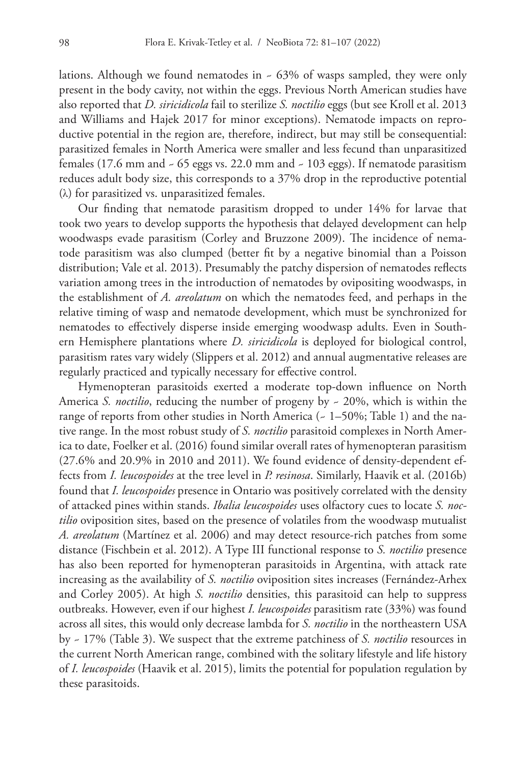lations. Although we found nematodes in ~ 63% of wasps sampled, they were only present in the body cavity, not within the eggs. Previous North American studies have also reported that *D. siricidicola* fail to sterilize *S. noctilio* eggs (but see Kroll et al. 2013 and Williams and Hajek 2017 for minor exceptions). Nematode impacts on reproductive potential in the region are, therefore, indirect, but may still be consequential: parasitized females in North America were smaller and less fecund than unparasitized females (17.6 mm and ~ 65 eggs vs. 22.0 mm and ~ 103 eggs). If nematode parasitism reduces adult body size, this corresponds to a 37% drop in the reproductive potential (λ) for parasitized vs. unparasitized females.

Our finding that nematode parasitism dropped to under 14% for larvae that took two years to develop supports the hypothesis that delayed development can help woodwasps evade parasitism (Corley and Bruzzone 2009). The incidence of nematode parasitism was also clumped (better fit by a negative binomial than a Poisson distribution; Vale et al. 2013). Presumably the patchy dispersion of nematodes reflects variation among trees in the introduction of nematodes by ovipositing woodwasps, in the establishment of *A. areolatum* on which the nematodes feed, and perhaps in the relative timing of wasp and nematode development, which must be synchronized for nematodes to effectively disperse inside emerging woodwasp adults. Even in Southern Hemisphere plantations where *D. siricidicola* is deployed for biological control, parasitism rates vary widely (Slippers et al. 2012) and annual augmentative releases are regularly practiced and typically necessary for effective control.

Hymenopteran parasitoids exerted a moderate top-down influence on North America *S. noctilio*, reducing the number of progeny by ~ 20%, which is within the range of reports from other studies in North America (~ 1–50%; Table 1) and the native range. In the most robust study of *S. noctilio* parasitoid complexes in North America to date, Foelker et al. (2016) found similar overall rates of hymenopteran parasitism (27.6% and 20.9% in 2010 and 2011). We found evidence of density-dependent effects from *I. leucospoides* at the tree level in *P. resinosa*. Similarly, Haavik et al. (2016b) found that *I. leucospoides* presence in Ontario was positively correlated with the density of attacked pines within stands. *Ibalia leucospoides* uses olfactory cues to locate *S. noctilio* oviposition sites, based on the presence of volatiles from the woodwasp mutualist *A. areolatum* (Martínez et al. 2006) and may detect resource-rich patches from some distance (Fischbein et al. 2012). A Type III functional response to *S. noctilio* presence has also been reported for hymenopteran parasitoids in Argentina, with attack rate increasing as the availability of *S. noctilio* oviposition sites increases (Fernández-Arhex and Corley 2005). At high *S. noctilio* densities, this parasitoid can help to suppress outbreaks. However, even if our highest *I. leucospoides* parasitism rate (33%) was found across all sites, this would only decrease lambda for *S. noctilio* in the northeastern USA by ~ 17% (Table 3). We suspect that the extreme patchiness of *S. noctilio* resources in the current North American range, combined with the solitary lifestyle and life history of *I. leucospoides* (Haavik et al. 2015), limits the potential for population regulation by these parasitoids.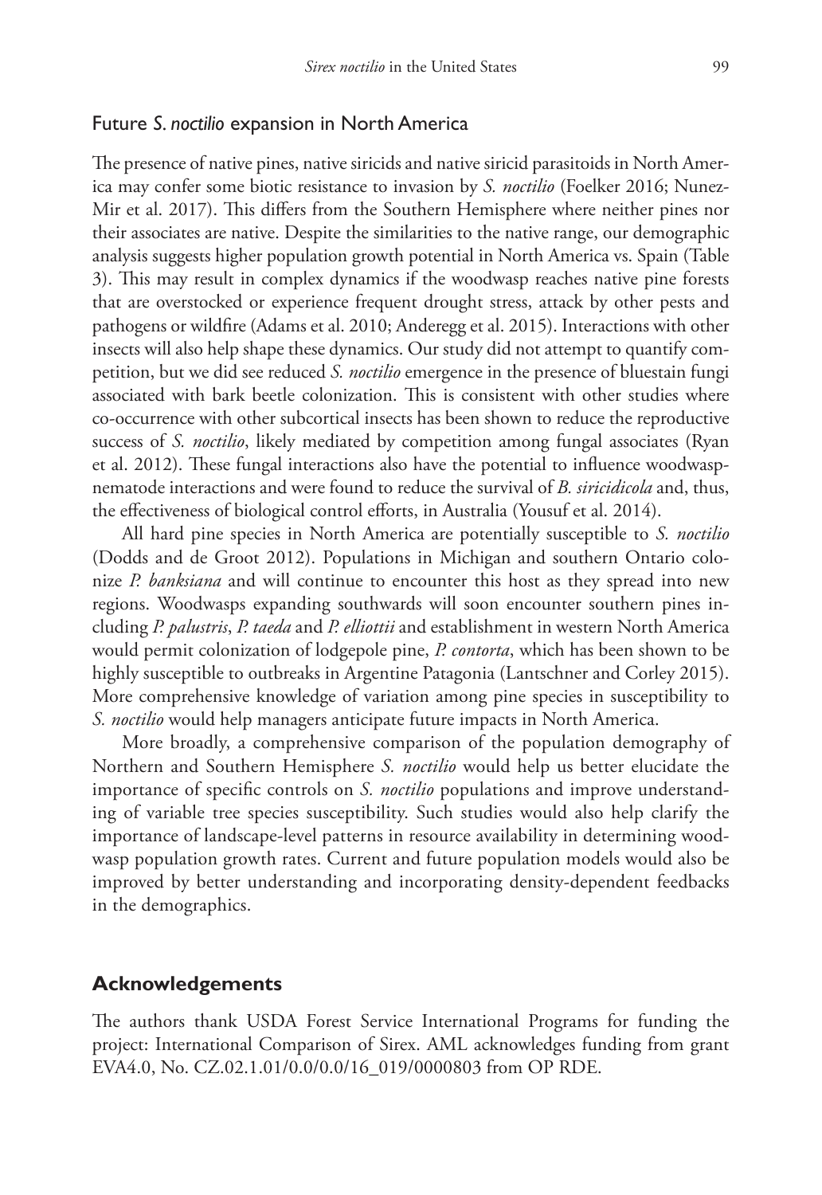## Future *S. noctilio* expansion in North America

The presence of native pines, native siricids and native siricid parasitoids in North America may confer some biotic resistance to invasion by *S. noctilio* (Foelker 2016; Nunez-Mir et al. 2017). This differs from the Southern Hemisphere where neither pines nor their associates are native. Despite the similarities to the native range, our demographic analysis suggests higher population growth potential in North America vs. Spain (Table 3). This may result in complex dynamics if the woodwasp reaches native pine forests that are overstocked or experience frequent drought stress, attack by other pests and pathogens or wildfire (Adams et al. 2010; Anderegg et al. 2015). Interactions with other insects will also help shape these dynamics. Our study did not attempt to quantify competition, but we did see reduced *S. noctilio* emergence in the presence of bluestain fungi associated with bark beetle colonization. This is consistent with other studies where co-occurrence with other subcortical insects has been shown to reduce the reproductive success of *S. noctilio*, likely mediated by competition among fungal associates (Ryan et al. 2012). These fungal interactions also have the potential to influence woodwasp-nematode interactions and were found to reduce the survival of *B. siricidicola* and, thus, the effectiveness of biological control efforts, in Australia (Yousuf et al. 2014).

All hard pine species in North America are potentially susceptible to *S. noctilio* (Dodds and de Groot 2012). Populations in Michigan and southern Ontario colonize *P. banksiana* and will continue to encounter this host as they spread into new regions. Woodwasps expanding southwards will soon encounter southern pines including *P. palustris*, *P. taeda* and *P. elliottii* and establishment in western North America would permit colonization of lodgepole pine, *P. contorta*, which has been shown to be highly susceptible to outbreaks in Argentine Patagonia (Lantschner and Corley 2015). More comprehensive knowledge of variation among pine species in susceptibility to *S. noctilio* would help managers anticipate future impacts in North America.

More broadly, a comprehensive comparison of the population demography of Northern and Southern Hemisphere *S. noctilio* would help us better elucidate the importance of specific controls on *S. noctilio* populations and improve understanding of variable tree species susceptibility. Such studies would also help clarify the importance of landscape-level patterns in resource availability in determining woodwasp population growth rates. Current and future population models would also be improved by better understanding and incorporating density-dependent feedbacks in the demographics.

## Acknowledgements

The authors thank USDA Forest Service International Programs for funding the project: International Comparison of Sirex. AML acknowledges funding from grant EVA4.0, No. CZ.02.1.01/0.0/0.0/16_019/0000803 from OP RDE.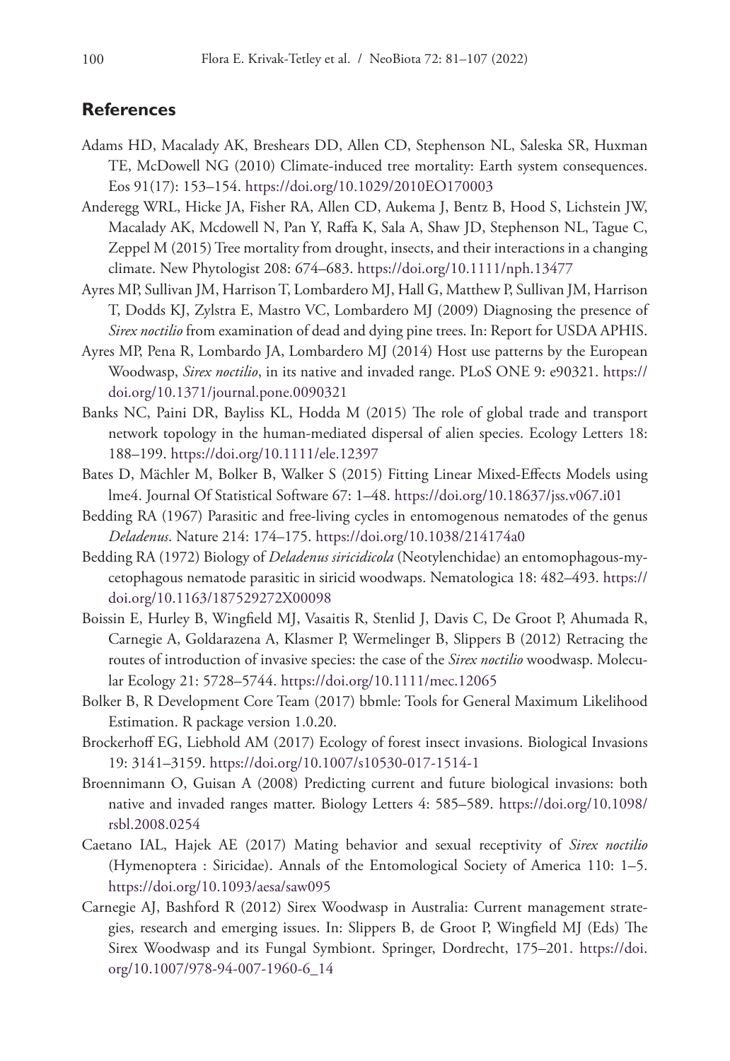## References

Adams HD, Macalady AK, Breshears DD, Allen CD, Stephenson NL, Saleska SR, Huxman TE, McDowell NG (2010) Climate-induced tree mortality: Earth system consequences. Eos 91(17): 153–154. https://doi.org/10.1029/2010EO170003

Anderegg WRL, Hicke JA, Fisher RA, Allen CD, Aukema J, Bentz B, Hood S, Lichstein JW, Macalady AK, Mcdowell N, Pan Y, Raffa K, Sala A, Shaw JD, Stephenson NL, Tague C, Zeppel M (2015) Tree mortality from drought, insects, and their interactions in a changing climate. New Phytologist 208: 674–683. https://doi.org/10.1111/nph.13477

Ayres MP, Sullivan JM, Harrison T, Lombardero MJ, Hall G, Matthew P, Sullivan JM, Harrison T, Dodds KJ, Zylstra E, Mastro VC, Lombardero MJ (2009) Diagnosing the presence of *Sirex noctilio* from examination of dead and dying pine trees. In: Report for USDA APHIS.

Ayres MP, Pena R, Lombardo JA, Lombardero MJ (2014) Host use patterns by the European Woodwasp, *Sirex noctilio*, in its native and invaded range. PLoS ONE 9: e90321. https://doi.org/10.1371/journal.pone.0090321

Banks NC, Paini DR, Bayliss KL, Hodda M (2015) The role of global trade and transport network topology in the human-mediated dispersal of alien species. Ecology Letters 18: 188–199. https://doi.org/10.1111/ele.12397

Bates D, Mächler M, Bolker B, Walker S (2015) Fitting Linear Mixed-Effects Models using lme4. Journal Of Statistical Software 67: 1–48. https://doi.org/10.18637/jss.v067.i01

Bedding RA (1967) Parasitic and free-living cycles in entomogenous nematodes of the genus *Deladenus*. Nature 214: 174–175. https://doi.org/10.1038/214174a0

Bedding RA (1972) Biology of *Deladenus siricidicola* (Neotylenchidae) an entomophagous-mycetophagous nematode parasitic in siricid woodwaps. Nematologica 18: 482–493. https://doi.org/10.1163/187529272X00098

Boissin E, Hurley B, Wingfield MJ, Vasaitis R, Stenlid J, Davis C, De Groot P, Ahumada R, Carnegie A, Goldarazena A, Klasmer P, Wermelinger B, Slippers B (2012) Retracing the routes of introduction of invasive species: the case of the *Sirex noctilio* woodwasp. Molecular Ecology 21: 5728–5744. https://doi.org/10.1111/mec.12065

Bolker B, R Development Core Team (2017) bbmle: Tools for General Maximum Likelihood Estimation. R package version 1.0.20.

Brockerhoff EG, Liebhold AM (2017) Ecology of forest insect invasions. Biological Invasions 19: 3141–3159. https://doi.org/10.1007/s10530-017-1514-1

Broennimann O, Guisan A (2008) Predicting current and future biological invasions: both native and invaded ranges matter. Biology Letters 4: 585–589. https://doi.org/10.1098/rsbl.2008.0254

Caetano IAL, Hajek AE (2017) Mating behavior and sexual receptivity of *Sirex noctilio* (Hymenoptera : Siricidae). Annals of the Entomological Society of America 110: 1–5. https://doi.org/10.1093/aesa/saw095

Carnegie AJ, Bashford R (2012) Sirex Woodwasp in Australia: Current management strategies, research and emerging issues. In: Slippers B, de Groot P, Wingfield MJ (Eds) The Sirex Woodwasp and its Fungal Symbiont. Springer, Dordrecht, 175–201. https://doi.org/10.1007/978-94-007-1960-6_14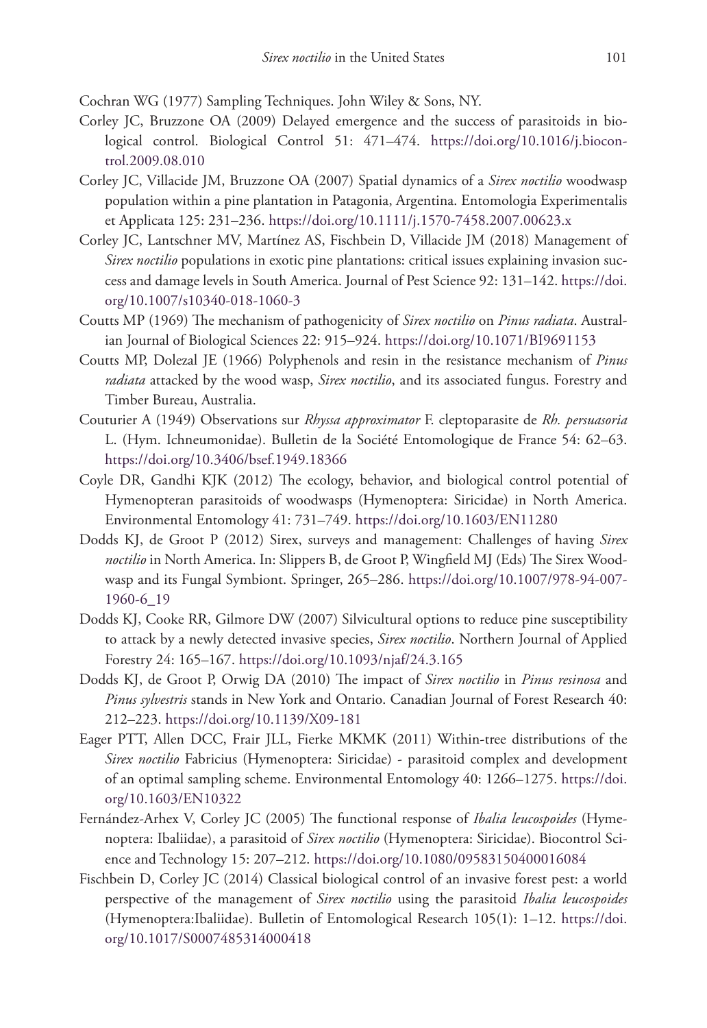Cochran WG (1977) Sampling Techniques. John Wiley & Sons, NY.

Corley JC, Bruzzone OA (2009) Delayed emergence and the success of parasitoids in biological control. Biological Control 51: 471–474. https://doi.org/10.1016/j.biocontrol.2009.08.010

Corley JC, Villacide JM, Bruzzone OA (2007) Spatial dynamics of a *Sirex noctilio* woodwasp population within a pine plantation in Patagonia, Argentina. Entomologia Experimentalis et Applicata 125: 231–236. https://doi.org/10.1111/j.1570-7458.2007.00623.x

Corley JC, Lantschner MV, Martínez AS, Fischbein D, Villacide JM (2018) Management of *Sirex noctilio* populations in exotic pine plantations: critical issues explaining invasion success and damage levels in South America. Journal of Pest Science 92: 131–142. https://doi.org/10.1007/s10340-018-1060-3

Coutts MP (1969) The mechanism of pathogenicity of *Sirex noctilio* on *Pinus radiata*. Australian Journal of Biological Sciences 22: 915–924. https://doi.org/10.1071/BI9691153

Coutts MP, Dolezal JE (1966) Polyphenols and resin in the resistance mechanism of *Pinus radiata* attacked by the wood wasp, *Sirex noctilio*, and its associated fungus. Forestry and Timber Bureau, Australia.

Couturier A (1949) Observations sur *Rhyssa approximator* F. cleptoparasite de *Rh. persuasoria* L. (Hym. Ichneumonidae). Bulletin de la Société Entomologique de France 54: 62–63. https://doi.org/10.3406/bsef.1949.18366

Coyle DR, Gandhi KJK (2012) The ecology, behavior, and biological control potential of Hymenopteran parasitoids of woodwasps (Hymenoptera: Siricidae) in North America. Environmental Entomology 41: 731–749. https://doi.org/10.1603/EN11280

Dodds KJ, de Groot P (2012) Sirex, surveys and management: Challenges of having *Sirex noctilio* in North America. In: Slippers B, de Groot P, Wingfield MJ (Eds) The Sirex Woodwasp and its Fungal Symbiont. Springer, 265–286. https://doi.org/10.1007/978-94-007-1960-6_19

Dodds KJ, Cooke RR, Gilmore DW (2007) Silvicultural options to reduce pine susceptibility to attack by a newly detected invasive species, *Sirex noctilio*. Northern Journal of Applied Forestry 24: 165–167. https://doi.org/10.1093/njaf/24.3.165

Dodds KJ, de Groot P, Orwig DA (2010) The impact of *Sirex noctilio* in *Pinus resinosa* and *Pinus sylvestris* stands in New York and Ontario. Canadian Journal of Forest Research 40: 212–223. https://doi.org/10.1139/X09-181

Eager PTT, Allen DCC, Frair JLL, Fierke MKMK (2011) Within-tree distributions of the *Sirex noctilio* Fabricius (Hymenoptera: Siricidae) - parasitoid complex and development of an optimal sampling scheme. Environmental Entomology 40: 1266–1275. https://doi.org/10.1603/EN10322

Fernández-Arhex V, Corley JC (2005) The functional response of *Ibalia leucospoides* (Hymenoptera: Ibaliidae), a parasitoid of *Sirex noctilio* (Hymenoptera: Siricidae). Biocontrol Science and Technology 15: 207–212. https://doi.org/10.1080/09583150400016084

Fischbein D, Corley JC (2014) Classical biological control of an invasive forest pest: a world perspective of the management of *Sirex noctilio* using the parasitoid *Ibalia leucospoides* (Hymenoptera:Ibaliidae). Bulletin of Entomological Research 105(1): 1–12. https://doi.org/10.1017/S0007485314000418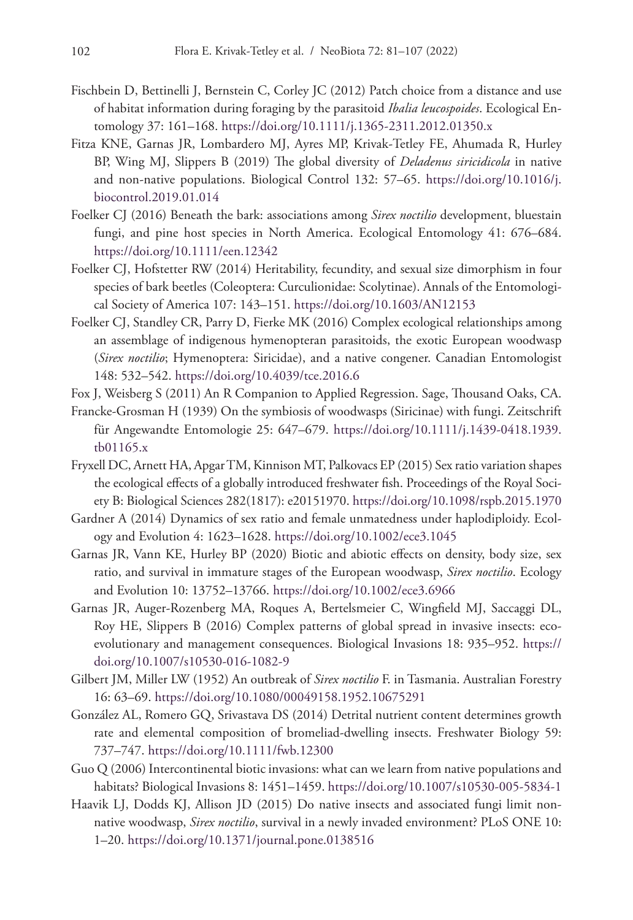Fischbein D, Bettinelli J, Bernstein C, Corley JC (2012) Patch choice from a distance and use of habitat information during foraging by the parasitoid *Ibalia leucospoides*. Ecological Entomology 37: 161–168. https://doi.org/10.1111/j.1365-2311.2012.01350.x

Fitza KNE, Garnas JR, Lombardero MJ, Ayres MP, Krivak-Tetley FE, Ahumada R, Hurley BP, Wing MJ, Slippers B (2019) The global diversity of *Deladenus siricidicola* in native and non-native populations. Biological Control 132: 57–65. https://doi.org/10.1016/j.biocontrol.2019.01.014

Foelker CJ (2016) Beneath the bark: associations among *Sirex noctilio* development, bluestain fungi, and pine host species in North America. Ecological Entomology 41: 676–684. https://doi.org/10.1111/een.12342

Foelker CJ, Hofstetter RW (2014) Heritability, fecundity, and sexual size dimorphism in four species of bark beetles (Coleoptera: Curculionidae: Scolytinae). Annals of the Entomological Society of America 107: 143–151. https://doi.org/10.1603/AN12153

Foelker CJ, Standley CR, Parry D, Fierke MK (2016) Complex ecological relationships among an assemblage of indigenous hymenopteran parasitoids, the exotic European woodwasp (*Sirex noctilio*; Hymenoptera: Siricidae), and a native congener. Canadian Entomologist 148: 532–542. https://doi.org/10.4039/tce.2016.6

Fox J, Weisberg S (2011) An R Companion to Applied Regression. Sage, Thousand Oaks, CA.

Francke-Grosman H (1939) On the symbiosis of woodwasps (Siricinae) with fungi. Zeitschrift für Angewandte Entomologie 25: 647–679. https://doi.org/10.1111/j.1439-0418.1939.tb01165.x

Fryxell DC, Arnett HA, Apgar TM, Kinnison MT, Palkovacs EP (2015) Sex ratio variation shapes the ecological effects of a globally introduced freshwater fish. Proceedings of the Royal Society B: Biological Sciences 282(1817): e20151970. https://doi.org/10.1098/rspb.2015.1970

Gardner A (2014) Dynamics of sex ratio and female unmatedness under haplodiploidy. Ecology and Evolution 4: 1623–1628. https://doi.org/10.1002/ece3.1045

Garnas JR, Vann KE, Hurley BP (2020) Biotic and abiotic effects on density, body size, sex ratio, and survival in immature stages of the European woodwasp, *Sirex noctilio*. Ecology and Evolution 10: 13752–13766. https://doi.org/10.1002/ece3.6966

Garnas JR, Auger-Rozenberg MA, Roques A, Bertelsmeier C, Wingfield MJ, Saccaggi DL, Roy HE, Slippers B (2016) Complex patterns of global spread in invasive insects: eco-evolutionary and management consequences. Biological Invasions 18: 935–952. https://doi.org/10.1007/s10530-016-1082-9

Gilbert JM, Miller LW (1952) An outbreak of *Sirex noctilio* F. in Tasmania. Australian Forestry 16: 63–69. https://doi.org/10.1080/00049158.1952.10675291

González AL, Romero GQ, Srivastava DS (2014) Detrital nutrient content determines growth rate and elemental composition of bromeliad-dwelling insects. Freshwater Biology 59: 737–747. https://doi.org/10.1111/fwb.12300

Guo Q (2006) Intercontinental biotic invasions: what can we learn from native populations and habitats? Biological Invasions 8: 1451–1459. https://doi.org/10.1007/s10530-005-5834-1

Haavik LJ, Dodds KJ, Allison JD (2015) Do native insects and associated fungi limit non-native woodwasp, *Sirex noctilio*, survival in a newly invaded environment? PLoS ONE 10: 1–20. https://doi.org/10.1371/journal.pone.0138516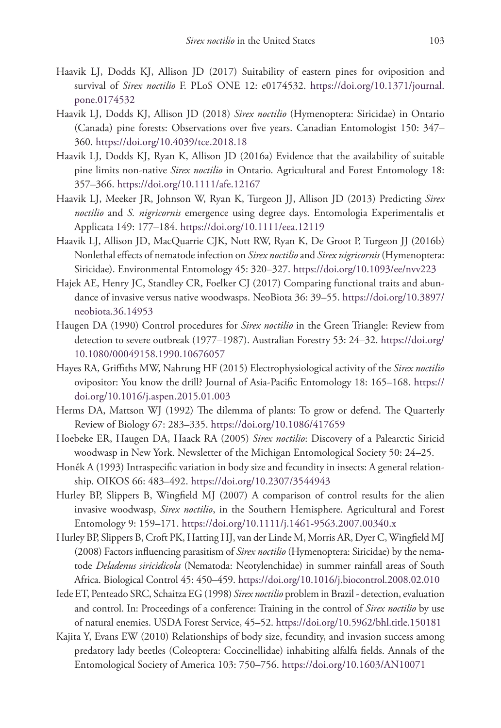Haavik LJ, Dodds KJ, Allison JD (2017) Suitability of eastern pines for oviposition and survival of *Sirex noctilio* F. PLoS ONE 12: e0174532. https://doi.org/10.1371/journal.pone.0174532

Haavik LJ, Dodds KJ, Allison JD (2018) *Sirex noctilio* (Hymenoptera: Siricidae) in Ontario (Canada) pine forests: Observations over five years. Canadian Entomologist 150: 347–360. https://doi.org/10.4039/tce.2018.18

Haavik LJ, Dodds KJ, Ryan K, Allison JD (2016a) Evidence that the availability of suitable pine limits non-native *Sirex noctilio* in Ontario. Agricultural and Forest Entomology 18: 357–366. https://doi.org/10.1111/afe.12167

Haavik LJ, Meeker JR, Johnson W, Ryan K, Turgeon JJ, Allison JD (2013) Predicting *Sirex noctilio* and *S. nigricornis* emergence using degree days. Entomologia Experimentalis et Applicata 149: 177–184. https://doi.org/10.1111/eea.12119

Haavik LJ, Allison JD, MacQuarrie CJK, Nott RW, Ryan K, De Groot P, Turgeon JJ (2016b) Nonlethal effects of nematode infection on *Sirex noctilio* and *Sirex nigricornis* (Hymenoptera: Siricidae). Environmental Entomology 45: 320–327. https://doi.org/10.1093/ee/nvv223

Hajek AE, Henry JC, Standley CR, Foelker CJ (2017) Comparing functional traits and abundance of invasive versus native woodwasps. NeoBiota 36: 39–55. https://doi.org/10.3897/neobiota.36.14953

Haugen DA (1990) Control procedures for *Sirex noctilio* in the Green Triangle: Review from detection to severe outbreak (1977–1987). Australian Forestry 53: 24–32. https://doi.org/10.1080/00049158.1990.10676057

Hayes RA, Griffiths MW, Nahrung HF (2015) Electrophysiological activity of the *Sirex noctilio* ovipositor: You know the drill? Journal of Asia-Pacific Entomology 18: 165–168. https://doi.org/10.1016/j.aspen.2015.01.003

Herms DA, Mattson WJ (1992) The dilemma of plants: To grow or defend. The Quarterly Review of Biology 67: 283–335. https://doi.org/10.1086/417659

Hoebeke ER, Haugen DA, Haack RA (2005) *Sirex noctilio*: Discovery of a Palearctic Siricid woodwasp in New York. Newsletter of the Michigan Entomological Society 50: 24–25.

Honěk A (1993) Intraspecific variation in body size and fecundity in insects: A general relationship. OIKOS 66: 483–492. https://doi.org/10.2307/3544943

Hurley BP, Slippers B, Wingfield MJ (2007) A comparison of control results for the alien invasive woodwasp, *Sirex noctilio*, in the Southern Hemisphere. Agricultural and Forest Entomology 9: 159–171. https://doi.org/10.1111/j.1461-9563.2007.00340.x

Hurley BP, Slippers B, Croft PK, Hatting HJ, van der Linde M, Morris AR, Dyer C, Wingfield MJ (2008) Factors influencing parasitism of *Sirex noctilio* (Hymenoptera: Siricidae) by the nematode *Deladenus siricidicola* (Nematoda: Neotylenchidae) in summer rainfall areas of South Africa. Biological Control 45: 450–459. https://doi.org/10.1016/j.biocontrol.2008.02.010

Iede ET, Penteado SRC, Schaitza EG (1998) *Sirex noctilio* problem in Brazil - detection, evaluation and control. In: Proceedings of a conference: Training in the control of *Sirex noctilio* by use of natural enemies. USDA Forest Service, 45–52. https://doi.org/10.5962/bhl.title.150181

Kajita Y, Evans EW (2010) Relationships of body size, fecundity, and invasion success among predatory lady beetles (Coleoptera: Coccinellidae) inhabiting alfalfa fields. Annals of the Entomological Society of America 103: 750–756. https://doi.org/10.1603/AN10071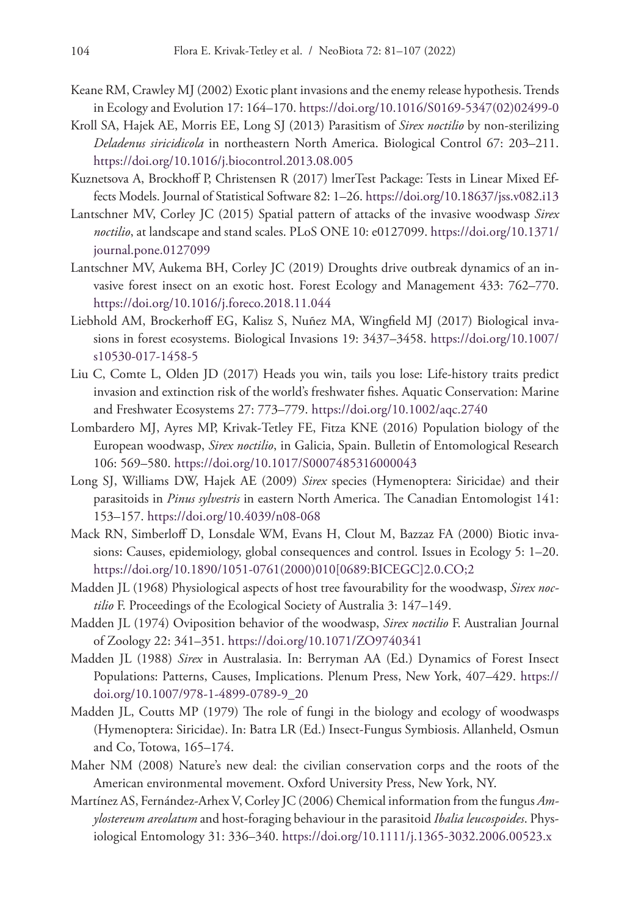Keane RM, Crawley MJ (2002) Exotic plant invasions and the enemy release hypothesis. Trends in Ecology and Evolution 17: 164–170. https://doi.org/10.1016/S0169-5347(02)02499-0

Kroll SA, Hajek AE, Morris EE, Long SJ (2013) Parasitism of *Sirex noctilio* by non-sterilizing *Deladenus siricidicola* in northeastern North America. Biological Control 67: 203–211. https://doi.org/10.1016/j.biocontrol.2013.08.005

Kuznetsova A, Brockhoff P, Christensen R (2017) lmerTest Package: Tests in Linear Mixed Effects Models. Journal of Statistical Software 82: 1–26. https://doi.org/10.18637/jss.v082.i13

Lantschner MV, Corley JC (2015) Spatial pattern of attacks of the invasive woodwasp *Sirex noctilio*, at landscape and stand scales. PLoS ONE 10: e0127099. https://doi.org/10.1371/journal.pone.0127099

Lantschner MV, Aukema BH, Corley JC (2019) Droughts drive outbreak dynamics of an invasive forest insect on an exotic host. Forest Ecology and Management 433: 762–770. https://doi.org/10.1016/j.foreco.2018.11.044

Liebhold AM, Brockerhoff EG, Kalisz S, Nuñez MA, Wingfield MJ (2017) Biological invasions in forest ecosystems. Biological Invasions 19: 3437–3458. https://doi.org/10.1007/s10530-017-1458-5

Liu C, Comte L, Olden JD (2017) Heads you win, tails you lose: Life-history traits predict invasion and extinction risk of the world's freshwater fishes. Aquatic Conservation: Marine and Freshwater Ecosystems 27: 773–779. https://doi.org/10.1002/aqc.2740

Lombardero MJ, Ayres MP, Krivak-Tetley FE, Fitza KNE (2016) Population biology of the European woodwasp, *Sirex noctilio*, in Galicia, Spain. Bulletin of Entomological Research 106: 569–580. https://doi.org/10.1017/S0007485316000043

Long SJ, Williams DW, Hajek AE (2009) *Sirex* species (Hymenoptera: Siricidae) and their parasitoids in *Pinus sylvestris* in eastern North America. The Canadian Entomologist 141: 153–157. https://doi.org/10.4039/n08-068

Mack RN, Simberloff D, Lonsdale WM, Evans H, Clout M, Bazzaz FA (2000) Biotic invasions: Causes, epidemiology, global consequences and control. Issues in Ecology 5: 1–20. https://doi.org/10.1890/1051-0761(2000)010[0689:BICEGC]2.0.CO;2

Madden JL (1968) Physiological aspects of host tree favourability for the woodwasp, *Sirex noctilio* F. Proceedings of the Ecological Society of Australia 3: 147–149.

Madden JL (1974) Oviposition behavior of the woodwasp, *Sirex noctilio* F. Australian Journal of Zoology 22: 341–351. https://doi.org/10.1071/ZO9740341

Madden JL (1988) *Sirex* in Australasia. In: Berryman AA (Ed.) Dynamics of Forest Insect Populations: Patterns, Causes, Implications. Plenum Press, New York, 407–429. https://doi.org/10.1007/978-1-4899-0789-9_20

Madden JL, Coutts MP (1979) The role of fungi in the biology and ecology of woodwasps (Hymenoptera: Siricidae). In: Batra LR (Ed.) Insect-Fungus Symbiosis. Allanheld, Osmun and Co, Totowa, 165–174.

Maher NM (2008) Nature's new deal: the civilian conservation corps and the roots of the American environmental movement. Oxford University Press, New York, NY.

Martínez AS, Fernández-Arhex V, Corley JC (2006) Chemical information from the fungus *Amylostereum areolatum* and host-foraging behaviour in the parasitoid *Ibalia leucospoides*. Physiological Entomology 31: 336–340. https://doi.org/10.1111/j.1365-3032.2006.00523.x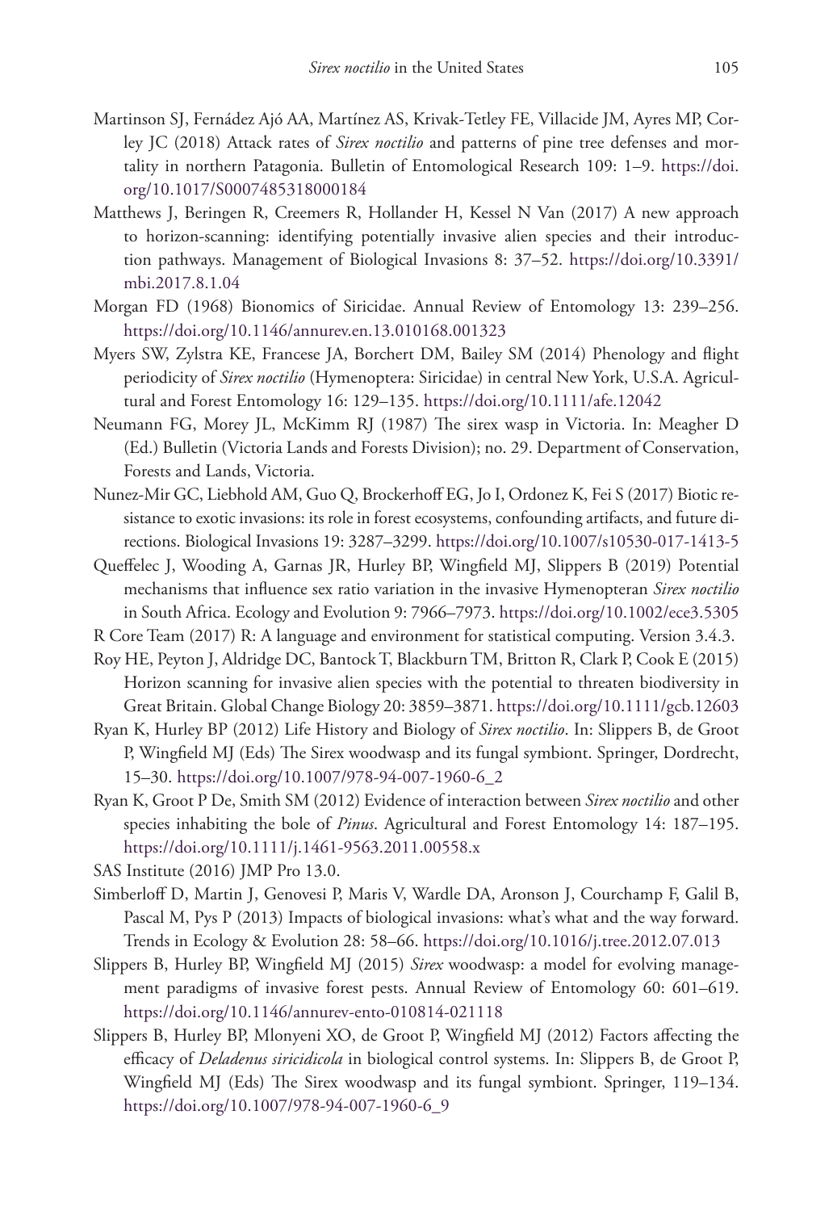Martinson SJ, Fernádez Ajó AA, Martínez AS, Krivak-Tetley FE, Villacide JM, Ayres MP, Corley JC (2018) Attack rates of *Sirex noctilio* and patterns of pine tree defenses and mortality in northern Patagonia. Bulletin of Entomological Research 109: 1–9. https://doi.org/10.1017/S0007485318000184

Matthews J, Beringen R, Creemers R, Hollander H, Kessel N Van (2017) A new approach to horizon-scanning: identifying potentially invasive alien species and their introduction pathways. Management of Biological Invasions 8: 37–52. https://doi.org/10.3391/mbi.2017.8.1.04

Morgan FD (1968) Bionomics of Siricidae. Annual Review of Entomology 13: 239–256. https://doi.org/10.1146/annurev.en.13.010168.001323

Myers SW, Zylstra KE, Francese JA, Borchert DM, Bailey SM (2014) Phenology and flight periodicity of *Sirex noctilio* (Hymenoptera: Siricidae) in central New York, U.S.A. Agricultural and Forest Entomology 16: 129–135. https://doi.org/10.1111/afe.12042

Neumann FG, Morey JL, McKimm RJ (1987) The sirex wasp in Victoria. In: Meagher D (Ed.) Bulletin (Victoria Lands and Forests Division); no. 29. Department of Conservation, Forests and Lands, Victoria.

Nunez-Mir GC, Liebhold AM, Guo Q, Brockerhoff EG, Jo I, Ordonez K, Fei S (2017) Biotic resistance to exotic invasions: its role in forest ecosystems, confounding artifacts, and future directions. Biological Invasions 19: 3287–3299. https://doi.org/10.1007/s10530-017-1413-5

Queffelec J, Wooding A, Garnas JR, Hurley BP, Wingfield MJ, Slippers B (2019) Potential mechanisms that influence sex ratio variation in the invasive Hymenopteran *Sirex noctilio* in South Africa. Ecology and Evolution 9: 7966–7973. https://doi.org/10.1002/ece3.5305

R Core Team (2017) R: A language and environment for statistical computing. Version 3.4.3.

Roy HE, Peyton J, Aldridge DC, Bantock T, Blackburn TM, Britton R, Clark P, Cook E (2015) Horizon scanning for invasive alien species with the potential to threaten biodiversity in Great Britain. Global Change Biology 20: 3859–3871. https://doi.org/10.1111/gcb.12603

Ryan K, Hurley BP (2012) Life History and Biology of *Sirex noctilio*. In: Slippers B, de Groot P, Wingfield MJ (Eds) The Sirex woodwasp and its fungal symbiont. Springer, Dordrecht, 15–30. https://doi.org/10.1007/978-94-007-1960-6_2

Ryan K, Groot P De, Smith SM (2012) Evidence of interaction between *Sirex noctilio* and other species inhabiting the bole of *Pinus*. Agricultural and Forest Entomology 14: 187–195. https://doi.org/10.1111/j.1461-9563.2011.00558.x

SAS Institute (2016) JMP Pro 13.0.

Simberloff D, Martin J, Genovesi P, Maris V, Wardle DA, Aronson J, Courchamp F, Galil B, Pascal M, Pys P (2013) Impacts of biological invasions: what's what and the way forward. Trends in Ecology & Evolution 28: 58–66. https://doi.org/10.1016/j.tree.2012.07.013

Slippers B, Hurley BP, Wingfield MJ (2015) *Sirex* woodwasp: a model for evolving management paradigms of invasive forest pests. Annual Review of Entomology 60: 601–619. https://doi.org/10.1146/annurev-ento-010814-021118

Slippers B, Hurley BP, Mlonyeni XO, de Groot P, Wingfield MJ (2012) Factors affecting the efficacy of *Deladenus siricidicola* in biological control systems. In: Slippers B, de Groot P, Wingfield MJ (Eds) The Sirex woodwasp and its fungal symbiont. Springer, 119–134. https://doi.org/10.1007/978-94-007-1960-6_9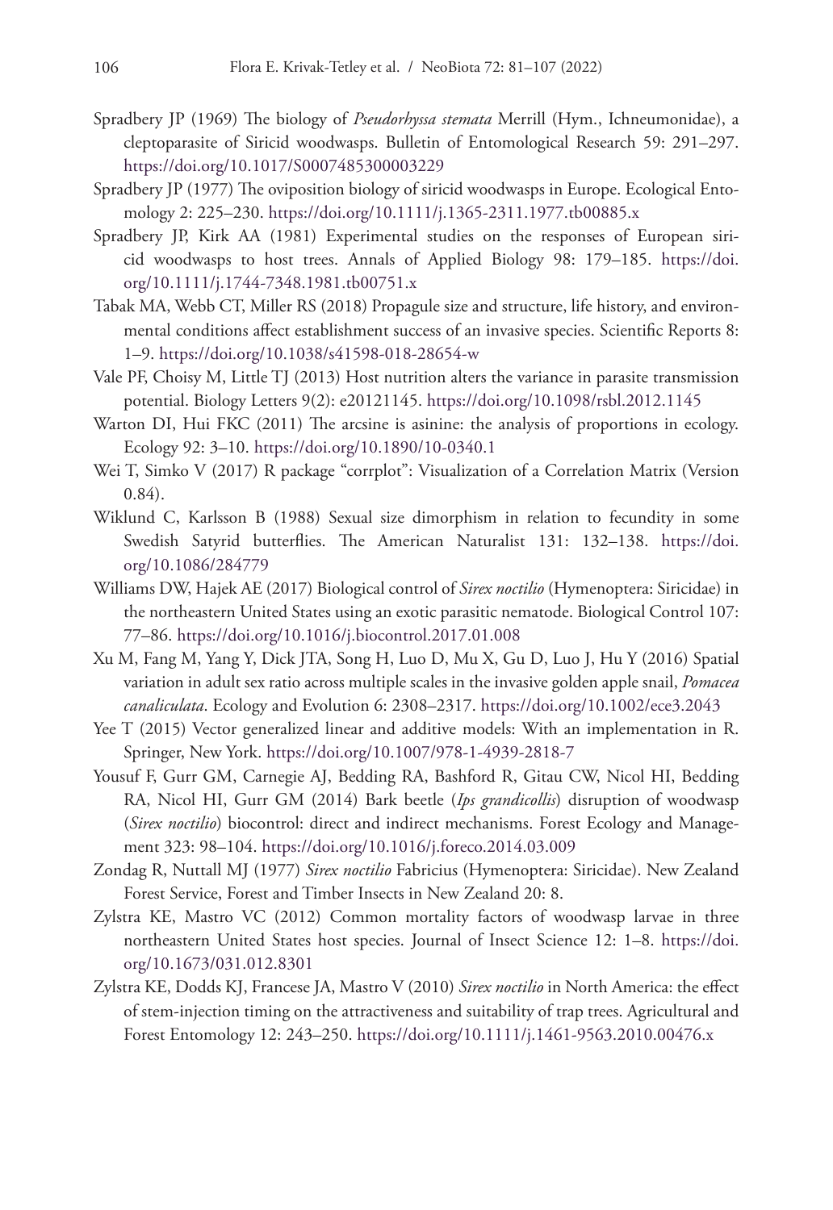Spradbery JP (1969) The biology of *Pseudorhyssa stemata* Merrill (Hym., Ichneumonidae), a cleptoparasite of Siricid woodwasps. Bulletin of Entomological Research 59: 291–297. https://doi.org/10.1017/S0007485300003229

Spradbery JP (1977) The oviposition biology of siricid woodwasps in Europe. Ecological Entomology 2: 225–230. https://doi.org/10.1111/j.1365-2311.1977.tb00885.x

Spradbery JP, Kirk AA (1981) Experimental studies on the responses of European siricid woodwasps to host trees. Annals of Applied Biology 98: 179–185. https://doi.org/10.1111/j.1744-7348.1981.tb00751.x

Tabak MA, Webb CT, Miller RS (2018) Propagule size and structure, life history, and environmental conditions affect establishment success of an invasive species. Scientific Reports 8: 1–9. https://doi.org/10.1038/s41598-018-28654-w

Vale PF, Choisy M, Little TJ (2013) Host nutrition alters the variance in parasite transmission potential. Biology Letters 9(2): e20121145. https://doi.org/10.1098/rsbl.2012.1145

Warton DI, Hui FKC (2011) The arcsine is asinine: the analysis of proportions in ecology. Ecology 92: 3–10. https://doi.org/10.1890/10-0340.1

Wei T, Simko V (2017) R package "corrplot": Visualization of a Correlation Matrix (Version 0.84).

Wiklund C, Karlsson B (1988) Sexual size dimorphism in relation to fecundity in some Swedish Satyrid butterflies. The American Naturalist 131: 132–138. https://doi.org/10.1086/284779

Williams DW, Hajek AE (2017) Biological control of *Sirex noctilio* (Hymenoptera: Siricidae) in the northeastern United States using an exotic parasitic nematode. Biological Control 107: 77–86. https://doi.org/10.1016/j.biocontrol.2017.01.008

Xu M, Fang M, Yang Y, Dick JTA, Song H, Luo D, Mu X, Gu D, Luo J, Hu Y (2016) Spatial variation in adult sex ratio across multiple scales in the invasive golden apple snail, *Pomacea canaliculata*. Ecology and Evolution 6: 2308–2317. https://doi.org/10.1002/ece3.2043

Yee T (2015) Vector generalized linear and additive models: With an implementation in R. Springer, New York. https://doi.org/10.1007/978-1-4939-2818-7

Yousuf F, Gurr GM, Carnegie AJ, Bedding RA, Bashford R, Gitau CW, Nicol HI, Bedding RA, Nicol HI, Gurr GM (2014) Bark beetle (*Ips grandicollis*) disruption of woodwasp (*Sirex noctilio*) biocontrol: direct and indirect mechanisms. Forest Ecology and Management 323: 98–104. https://doi.org/10.1016/j.foreco.2014.03.009

Zondag R, Nuttall MJ (1977) *Sirex noctilio* Fabricius (Hymenoptera: Siricidae). New Zealand Forest Service, Forest and Timber Insects in New Zealand 20: 8.

Zylstra KE, Mastro VC (2012) Common mortality factors of woodwasp larvae in three northeastern United States host species. Journal of Insect Science 12: 1–8. https://doi.org/10.1673/031.012.8301

Zylstra KE, Dodds KJ, Francese JA, Mastro V (2010) *Sirex noctilio* in North America: the effect of stem-injection timing on the attractiveness and suitability of trap trees. Agricultural and Forest Entomology 12: 243–250. https://doi.org/10.1111/j.1461-9563.2010.00476.x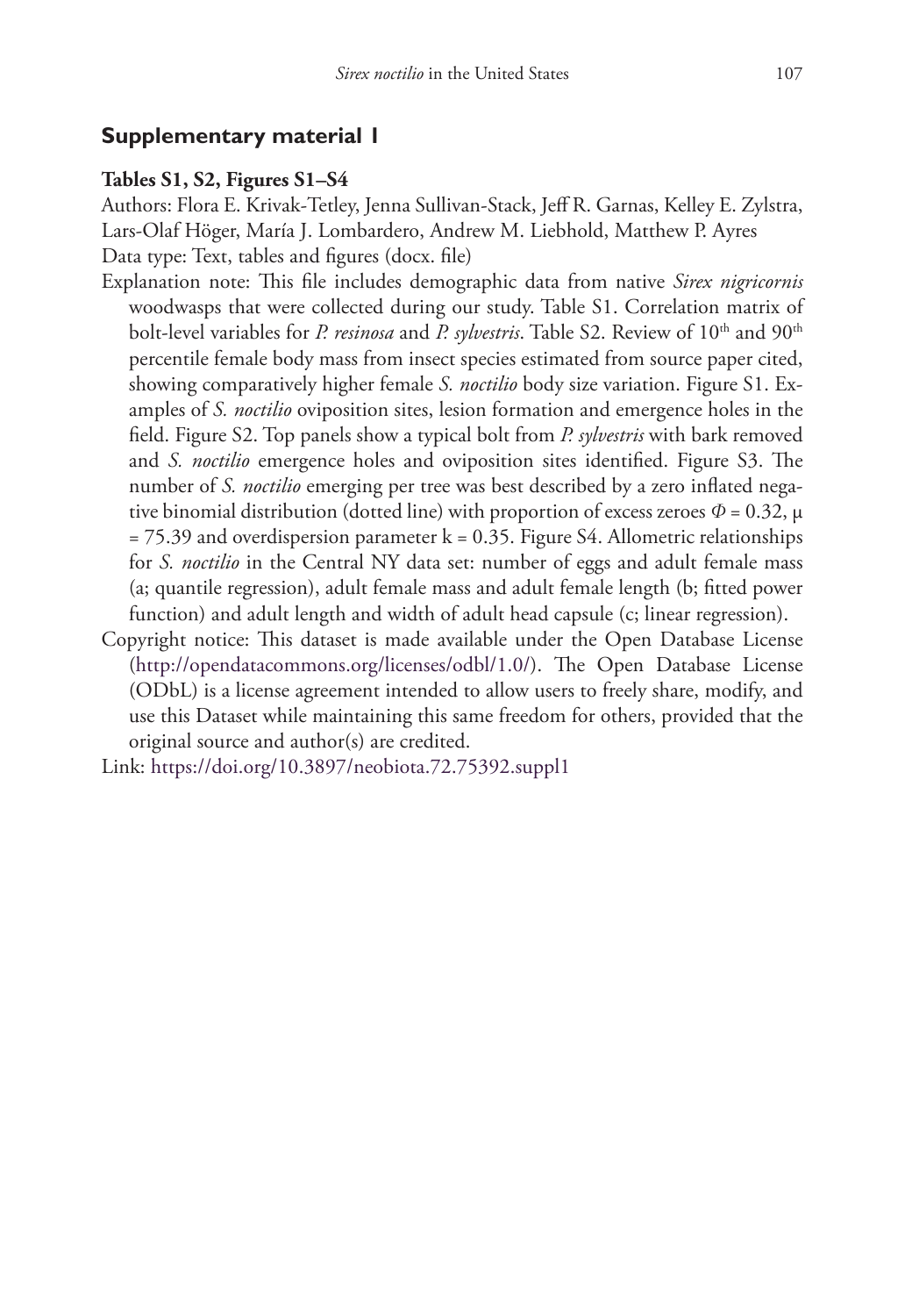## Supplementary material 1

**Tables S1, S2, Figures S1–S4**

Authors: Flora E. Krivak-Tetley, Jenna Sullivan-Stack, Jeff R. Garnas, Kelley E. Zylstra, Lars-Olaf Höger, María J. Lombardero, Andrew M. Liebhold, Matthew P. Ayres

Data type: Text, tables and figures (docx. file)

Explanation note: This file includes demographic data from native *Sirex nigricornis* woodwasps that were collected during our study. Table S1. Correlation matrix of bolt-level variables for *P. resinosa* and *P. sylvestris*. Table S2. Review of 10$^{th}$ and 90$^{th}$ percentile female body mass from insect species estimated from source paper cited, showing comparatively higher female *S. noctilio* body size variation. Figure S1. Examples of *S. noctilio* oviposition sites, lesion formation and emergence holes in the field. Figure S2. Top panels show a typical bolt from *P. sylvestris* with bark removed and *S. noctilio* emergence holes and oviposition sites identified. Figure S3. The number of *S. noctilio* emerging per tree was best described by a zero inflated negative binomial distribution (dotted line) with proportion of excess zeroes $\Phi = 0.32$, $\mu = 75.39$ and overdispersion parameter $k = 0.35$. Figure S4. Allometric relationships for *S. noctilio* in the Central NY data set: number of eggs and adult female mass (a; quantile regression), adult female mass and adult female length (b; fitted power function) and adult length and width of adult head capsule (c; linear regression).

Copyright notice: This dataset is made available under the Open Database License (http://opendatacommons.org/licenses/odbl/1.0/). The Open Database License (ODbL) is a license agreement intended to allow users to freely share, modify, and use this Dataset while maintaining this same freedom for others, provided that the original source and author(s) are credited.

Link: https://doi.org/10.3897/neobiota.72.75392.suppl1